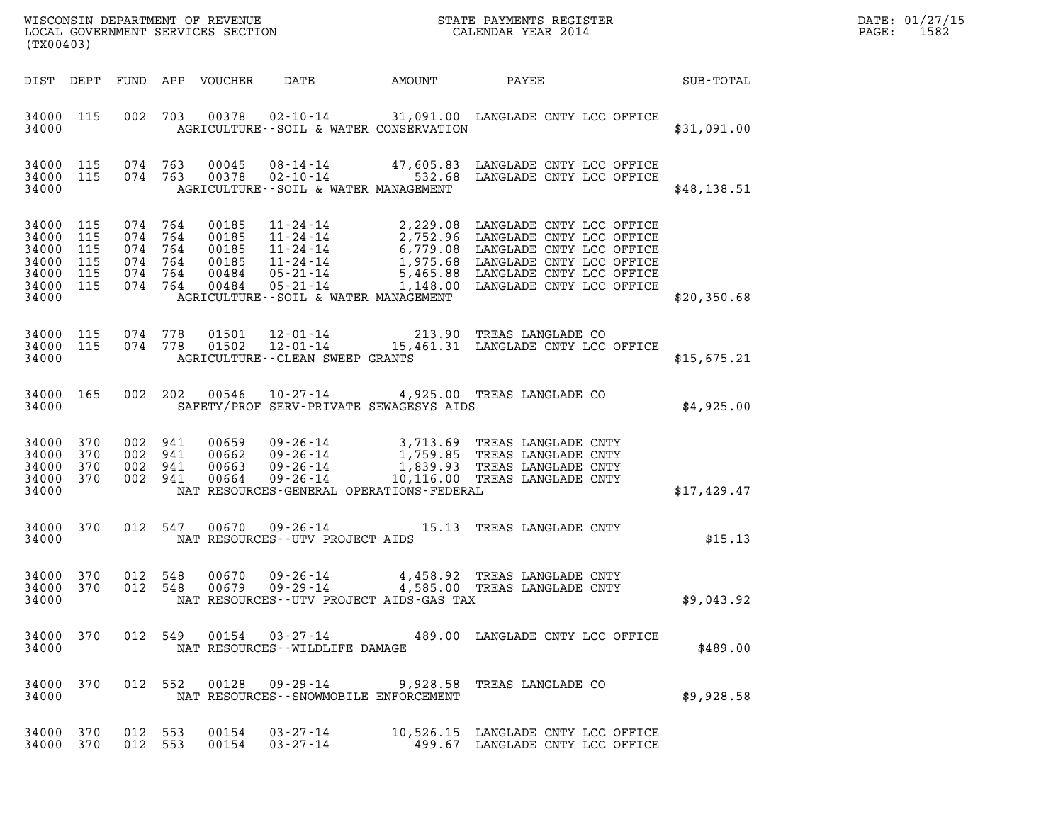WISCONSIN DEPARTMENT OF REVENUE
LOCAL GOVERNMENT SERVICES SECTION
(TX00403)

STATE PAYMENTS REGISTER
CALENDAR YEAR 2014

DATE: 01/27/15
PAGE: 1582

| DIST | DEPT | FUND | APP | VOUCHER | DATE | AMOUNT | PAYEE | SUB-TOTAL |
|---|---|---|---|---|---|---|---|---|
| 34000 | 115 | 002 | 703 | 00378 | 02-10-14 | 31,091.00 | LANGLADE CNTY LCC OFFICE | |
| 34000 | | | | | AGRICULTURE--SOIL & WATER CONSERVATION | | | $31,091.00 |
| 34000 | 115 | 074 | 763 | 00045 | 08-14-14 | 47,605.83 | LANGLADE CNTY LCC OFFICE | |
| 34000 | 115 | 074 | 763 | 00378 | 02-10-14 | 532.68 | LANGLADE CNTY LCC OFFICE | |
| 34000 | | | | | AGRICULTURE--SOIL & WATER MANAGEMENT | | | $48,138.51 |
| 34000 | 115 | 074 | 764 | 00185 | 11-24-14 | 2,229.08 | LANGLADE CNTY LCC OFFICE | |
| 34000 | 115 | 074 | 764 | 00185 | 11-24-14 | 2,752.96 | LANGLADE CNTY LCC OFFICE | |
| 34000 | 115 | 074 | 764 | 00185 | 11-24-14 | 6,779.08 | LANGLADE CNTY LCC OFFICE | |
| 34000 | 115 | 074 | 764 | 00185 | 11-24-14 | 1,975.68 | LANGLADE CNTY LCC OFFICE | |
| 34000 | 115 | 074 | 764 | 00484 | 05-21-14 | 5,465.88 | LANGLADE CNTY LCC OFFICE | |
| 34000 | 115 | 074 | 764 | 00484 | 05-21-14 | 1,148.00 | LANGLADE CNTY LCC OFFICE | |
| 34000 | | | | | AGRICULTURE--SOIL & WATER MANAGEMENT | | | $20,350.68 |
| 34000 | 115 | 074 | 778 | 01501 | 12-01-14 | 213.90 | TREAS LANGLADE CO | |
| 34000 | 115 | 074 | 778 | 01502 | 12-01-14 | 15,461.31 | LANGLADE CNTY LCC OFFICE | |
| 34000 | | | | | AGRICULTURE--CLEAN SWEEP GRANTS | | | $15,675.21 |
| 34000 | 165 | 002 | 202 | 00546 | 10-27-14 | 4,925.00 | TREAS LANGLADE CO | |
| 34000 | | | | | SAFETY/PROF SERV-PRIVATE SEWAGESYS AIDS | | | $4,925.00 |
| 34000 | 370 | 002 | 941 | 00659 | 09-26-14 | 3,713.69 | TREAS LANGLADE CNTY | |
| 34000 | 370 | 002 | 941 | 00662 | 09-26-14 | 1,759.85 | TREAS LANGLADE CNTY | |
| 34000 | 370 | 002 | 941 | 00663 | 09-26-14 | 1,839.93 | TREAS LANGLADE CNTY | |
| 34000 | 370 | 002 | 941 | 00664 | 09-26-14 | 10,116.00 | TREAS LANGLADE CNTY | |
| 34000 | | | | | NAT RESOURCES-GENERAL OPERATIONS-FEDERAL | | | $17,429.47 |
| 34000 | 370 | 012 | 547 | 00670 | 09-26-14 | 15.13 | TREAS LANGLADE CNTY | |
| 34000 | | | | | NAT RESOURCES--UTV PROJECT AIDS | | | $15.13 |
| 34000 | 370 | 012 | 548 | 00670 | 09-26-14 | 4,458.92 | TREAS LANGLADE CNTY | |
| 34000 | 370 | 012 | 548 | 00679 | 09-29-14 | 4,585.00 | TREAS LANGLADE CNTY | |
| 34000 | | | | | NAT RESOURCES--UTV PROJECT AIDS-GAS TAX | | | $9,043.92 |
| 34000 | 370 | 012 | 549 | 00154 | 03-27-14 | 489.00 | LANGLADE CNTY LCC OFFICE | |
| 34000 | | | | | NAT RESOURCES--WILDLIFE DAMAGE | | | $489.00 |
| 34000 | 370 | 012 | 552 | 00128 | 09-29-14 | 9,928.58 | TREAS LANGLADE CO | |
| 34000 | | | | | NAT RESOURCES--SNOWMOBILE ENFORCEMENT | | | $9,928.58 |
| 34000 | 370 | 012 | 553 | 00154 | 03-27-14 | 10,526.15 | LANGLADE CNTY LCC OFFICE | |
| 34000 | 370 | 012 | 553 | 00154 | 03-27-14 | 499.67 | LANGLADE CNTY LCC OFFICE | |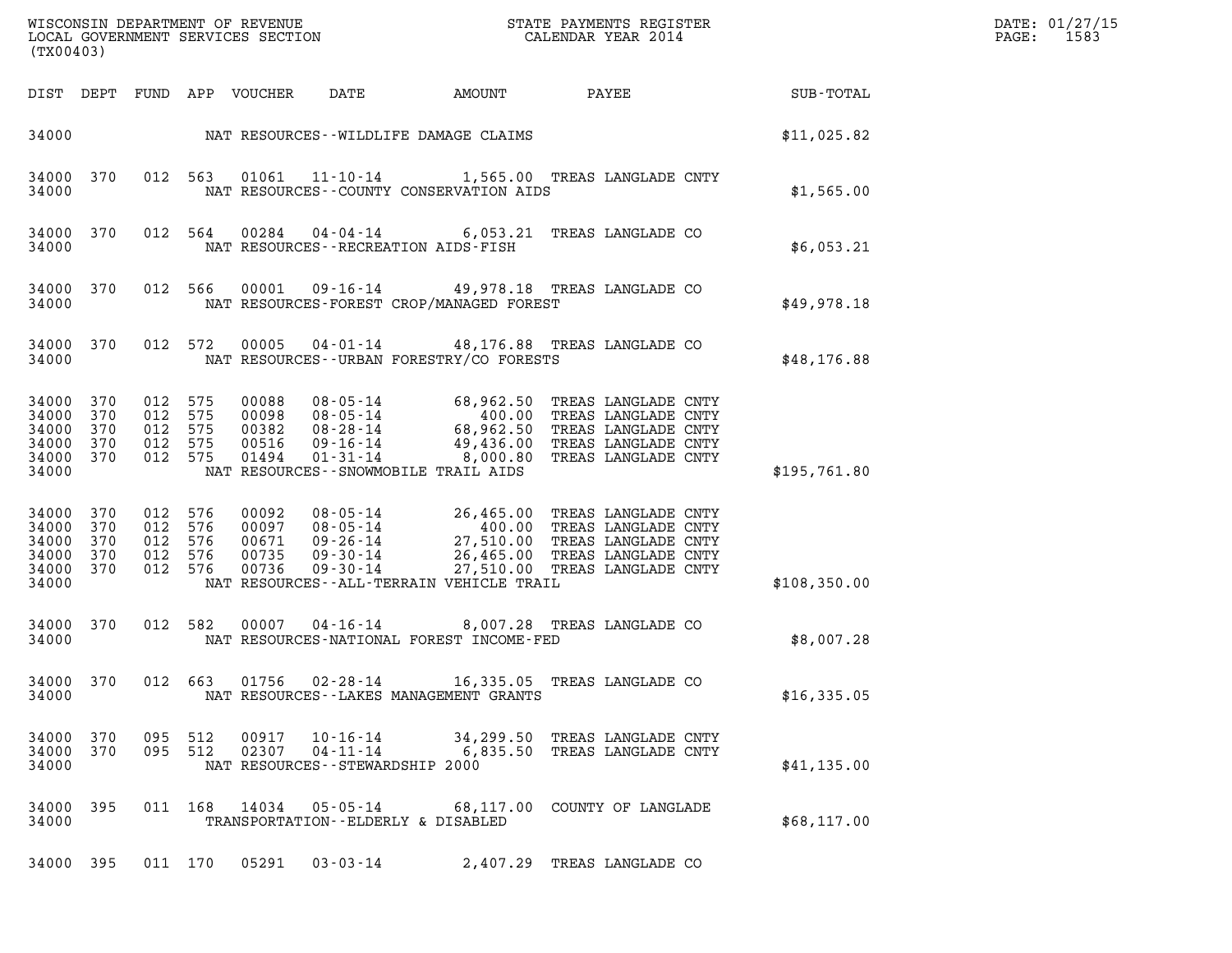WISCONSIN DEPARTMENT OF REVENUE
LOCAL GOVERNMENT SERVICES SECTION
(TX00403)

STATE PAYMENTS REGISTER
CALENDAR YEAR 2014

| DIST | DEPT | FUND | APP | VOUCHER | DATE | AMOUNT | PAYEE | SUB-TOTAL |
|---|---|---|---|---|---|---|---|---|
| 34000 | | | | | NAT RESOURCES--WILDLIFE DAMAGE CLAIMS | | | $11,025.82 |
| 34000 | 370 | 012 | 563 | 01061 | 11-10-14 | 1,565.00 | TREAS LANGLADE CNTY | |
| 34000 | | | | | NAT RESOURCES--COUNTY CONSERVATION AIDS | | | $1,565.00 |
| 34000 | 370 | 012 | 564 | 00284 | 04-04-14 | 6,053.21 | TREAS LANGLADE CO | |
| 34000 | | | | | NAT RESOURCES--RECREATION AIDS-FISH | | | $6,053.21 |
| 34000 | 370 | 012 | 566 | 00001 | 09-16-14 | 49,978.18 | TREAS LANGLADE CO | |
| 34000 | | | | | NAT RESOURCES-FOREST CROP/MANAGED FOREST | | | $49,978.18 |
| 34000 | 370 | 012 | 572 | 00005 | 04-01-14 | 48,176.88 | TREAS LANGLADE CO | |
| 34000 | | | | | NAT RESOURCES--URBAN FORESTRY/CO FORESTS | | | $48,176.88 |
| 34000 | 370 | 012 | 575 | 00088 | 08-05-14 | 68,962.50 | TREAS LANGLADE CNTY | |
| 34000 | 370 | 012 | 575 | 00098 | 08-05-14 | 400.00 | TREAS LANGLADE CNTY | |
| 34000 | 370 | 012 | 575 | 00382 | 08-28-14 | 68,962.50 | TREAS LANGLADE CNTY | |
| 34000 | 370 | 012 | 575 | 00516 | 09-16-14 | 49,436.00 | TREAS LANGLADE CNTY | |
| 34000 | 370 | 012 | 575 | 01494 | 01-31-14 | 8,000.80 | TREAS LANGLADE CNTY | |
| 34000 | | | | | NAT RESOURCES--SNOWMOBILE TRAIL AIDS | | | $195,761.80 |
| 34000 | 370 | 012 | 576 | 00092 | 08-05-14 | 26,465.00 | TREAS LANGLADE CNTY | |
| 34000 | 370 | 012 | 576 | 00097 | 08-05-14 | 400.00 | TREAS LANGLADE CNTY | |
| 34000 | 370 | 012 | 576 | 00671 | 09-26-14 | 27,510.00 | TREAS LANGLADE CNTY | |
| 34000 | 370 | 012 | 576 | 00735 | 09-30-14 | 26,465.00 | TREAS LANGLADE CNTY | |
| 34000 | 370 | 012 | 576 | 00736 | 09-30-14 | 27,510.00 | TREAS LANGLADE CNTY | |
| 34000 | | | | | NAT RESOURCES--ALL-TERRAIN VEHICLE TRAIL | | | $108,350.00 |
| 34000 | 370 | 012 | 582 | 00007 | 04-16-14 | 8,007.28 | TREAS LANGLADE CO | |
| 34000 | | | | | NAT RESOURCES-NATIONAL FOREST INCOME-FED | | | $8,007.28 |
| 34000 | 370 | 012 | 663 | 01756 | 02-28-14 | 16,335.05 | TREAS LANGLADE CO | |
| 34000 | | | | | NAT RESOURCES--LAKES MANAGEMENT GRANTS | | | $16,335.05 |
| 34000 | 370 | 095 | 512 | 00917 | 10-16-14 | 34,299.50 | TREAS LANGLADE CNTY | |
| 34000 | 370 | 095 | 512 | 02307 | 04-11-14 | 6,835.50 | TREAS LANGLADE CNTY | |
| 34000 | | | | | NAT RESOURCES--STEWARDSHIP 2000 | | | $41,135.00 |
| 34000 | 395 | 011 | 168 | 14034 | 05-05-14 | 68,117.00 | COUNTY OF LANGLADE | |
| 34000 | | | | | TRANSPORTATION--ELDERLY & DISABLED | | | $68,117.00 |
| 34000 | 395 | 011 | 170 | 05291 | 03-03-14 | 2,407.29 | TREAS LANGLADE CO | |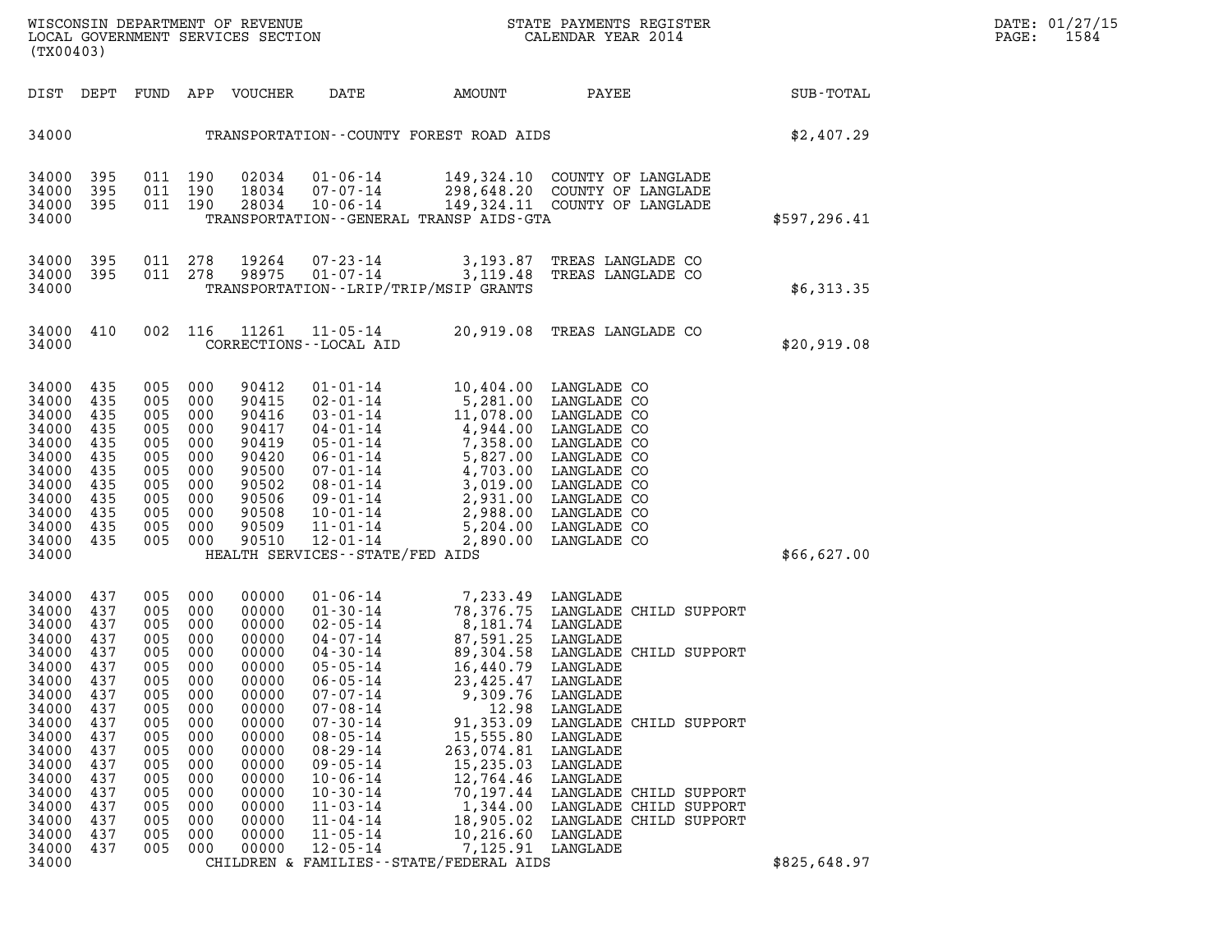WISCONSIN DEPARTMENT OF REVENUE
LOCAL GOVERNMENT SERVICES SECTION
(TX00403)

STATE PAYMENTS REGISTER
CALENDAR YEAR 2014

DATE: 01/27/15

| DIST | DEPT | FUND | APP | VOUCHER | DATE | AMOUNT | PAYEE | SUB-TOTAL |
|---|---|---|---|---|---|---|---|---|
| 34000 | | | | | TRANSPORTATION--COUNTY FOREST ROAD AIDS | | | $2,407.29 |
| 34000 | 395 | 011 | 190 | 02034 | 01-06-14 | 149,324.10 | COUNTY OF LANGLADE | |
| 34000 | 395 | 011 | 190 | 18034 | 07-07-14 | 298,648.20 | COUNTY OF LANGLADE | |
| 34000 | 395 | 011 | 190 | 28034 | 10-06-14 | 149,324.11 | COUNTY OF LANGLADE | |
| 34000 | | | | | TRANSPORTATION--GENERAL TRANSP AIDS-GTA | | | $597,296.41 |
| 34000 | 395 | 011 | 278 | 19264 | 07-23-14 | 3,193.87 | TREAS LANGLADE CO | |
| 34000 | 395 | 011 | 278 | 98975 | 01-07-14 | 3,119.48 | TREAS LANGLADE CO | |
| 34000 | | | | | TRANSPORTATION--LRIP/TRIP/MSIP GRANTS | | | $6,313.35 |
| 34000 | 410 | 002 | 116 | 11261 | 11-05-14 | 20,919.08 | TREAS LANGLADE CO | |
| 34000 | | | | | CORRECTIONS--LOCAL AID | | | $20,919.08 |
| 34000 | 435 | 005 | 000 | 90412 | 01-01-14 | 10,404.00 | LANGLADE CO | |
| 34000 | 435 | 005 | 000 | 90415 | 02-01-14 | 5,281.00 | LANGLADE CO | |
| 34000 | 435 | 005 | 000 | 90416 | 03-01-14 | 11,078.00 | LANGLADE CO | |
| 34000 | 435 | 005 | 000 | 90417 | 04-01-14 | 4,944.00 | LANGLADE CO | |
| 34000 | 435 | 005 | 000 | 90419 | 05-01-14 | 7,358.00 | LANGLADE CO | |
| 34000 | 435 | 005 | 000 | 90420 | 06-01-14 | 5,827.00 | LANGLADE CO | |
| 34000 | 435 | 005 | 000 | 90500 | 07-01-14 | 4,703.00 | LANGLADE CO | |
| 34000 | 435 | 005 | 000 | 90502 | 08-01-14 | 3,019.00 | LANGLADE CO | |
| 34000 | 435 | 005 | 000 | 90506 | 09-01-14 | 2,931.00 | LANGLADE CO | |
| 34000 | 435 | 005 | 000 | 90508 | 10-01-14 | 2,988.00 | LANGLADE CO | |
| 34000 | 435 | 005 | 000 | 90509 | 11-01-14 | 5,204.00 | LANGLADE CO | |
| 34000 | 435 | 005 | 000 | 90510 | 12-01-14 | 2,890.00 | LANGLADE CO | |
| 34000 | | | | | HEALTH SERVICES--STATE/FED AIDS | | | $66,627.00 |
| 34000 | 437 | 005 | 000 | 00000 | 01-06-14 | 7,233.49 | LANGLADE | |
| 34000 | 437 | 005 | 000 | 00000 | 01-30-14 | 78,376.75 | LANGLADE CHILD SUPPORT | |
| 34000 | 437 | 005 | 000 | 00000 | 02-05-14 | 8,181.74 | LANGLADE | |
| 34000 | 437 | 005 | 000 | 00000 | 04-07-14 | 87,591.25 | LANGLADE | |
| 34000 | 437 | 005 | 000 | 00000 | 04-30-14 | 89,304.58 | LANGLADE CHILD SUPPORT | |
| 34000 | 437 | 005 | 000 | 00000 | 05-05-14 | 16,440.79 | LANGLADE | |
| 34000 | 437 | 005 | 000 | 00000 | 06-05-14 | 23,425.47 | LANGLADE | |
| 34000 | 437 | 005 | 000 | 00000 | 07-07-14 | 9,309.76 | LANGLADE | |
| 34000 | 437 | 005 | 000 | 00000 | 07-08-14 | 12.98 | LANGLADE | |
| 34000 | 437 | 005 | 000 | 00000 | 07-30-14 | 91,353.09 | LANGLADE CHILD SUPPORT | |
| 34000 | 437 | 005 | 000 | 00000 | 08-05-14 | 15,555.80 | LANGLADE | |
| 34000 | 437 | 005 | 000 | 00000 | 08-29-14 | 263,074.81 | LANGLADE | |
| 34000 | 437 | 005 | 000 | 00000 | 09-05-14 | 15,235.03 | LANGLADE | |
| 34000 | 437 | 005 | 000 | 00000 | 10-06-14 | 12,764.46 | LANGLADE | |
| 34000 | 437 | 005 | 000 | 00000 | 10-30-14 | 70,197.44 | LANGLADE CHILD SUPPORT | |
| 34000 | 437 | 005 | 000 | 00000 | 11-03-14 | 1,344.00 | LANGLADE CHILD SUPPORT | |
| 34000 | 437 | 005 | 000 | 00000 | 11-04-14 | 18,905.02 | LANGLADE CHILD SUPPORT | |
| 34000 | 437 | 005 | 000 | 00000 | 11-05-14 | 10,216.60 | LANGLADE | |
| 34000 | 437 | 005 | 000 | 00000 | 12-05-14 | 7,125.91 | LANGLADE | |
| 34000 | | | | | CHILDREN & FAMILIES--STATE/FEDERAL AIDS | | | $825,648.97 |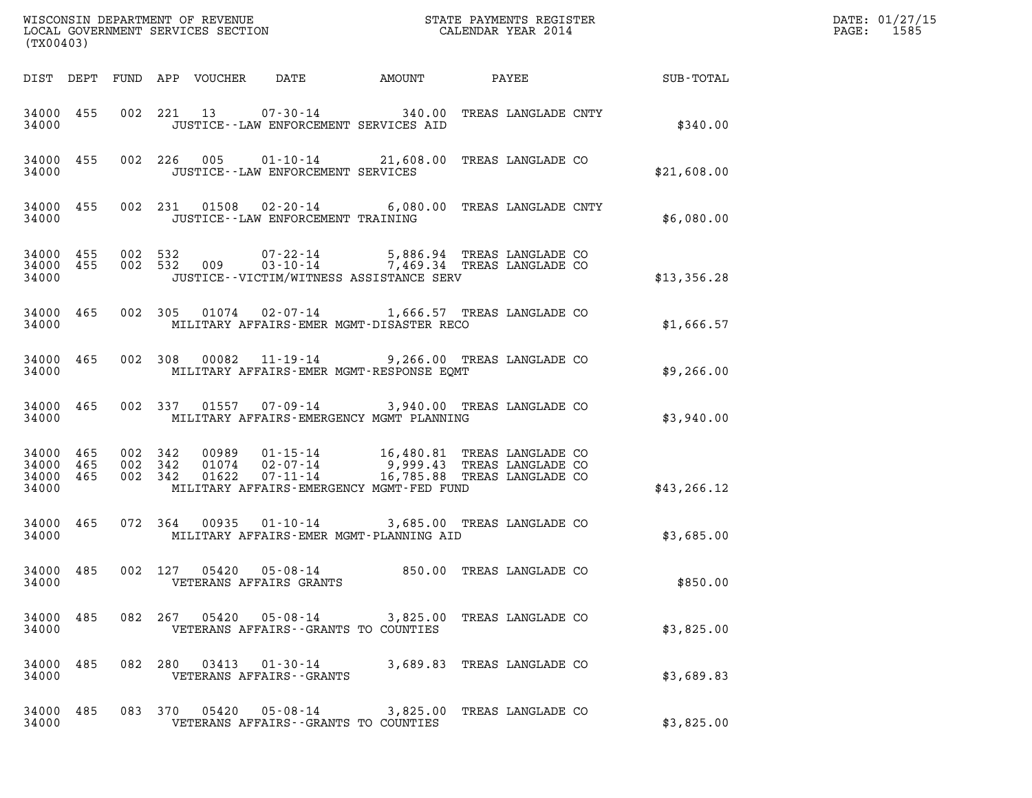WISCONSIN DEPARTMENT OF REVENUE
LOCAL GOVERNMENT SERVICES SECTION
(TX00403)

STATE PAYMENTS REGISTER
CALENDAR YEAR 2014

| DIST | DEPT | FUND | APP | VOUCHER | DATE | AMOUNT | PAYEE | SUB-TOTAL |
|---|---|---|---|---|---|---|---|---|
| 34000 | 455 | 002 | 221 | 13 | 07-30-14 | 340.00 | TREAS LANGLADE CNTY | |
| 34000 | | | | | JUSTICE--LAW ENFORCEMENT SERVICES AID | | | $340.00 |
| 34000 | 455 | 002 | 226 | 005 | 01-10-14 | 21,608.00 | TREAS LANGLADE CO | |
| 34000 | | | | | JUSTICE--LAW ENFORCEMENT SERVICES | | | $21,608.00 |
| 34000 | 455 | 002 | 231 | 01508 | 02-20-14 | 6,080.00 | TREAS LANGLADE CNTY | |
| 34000 | | | | | JUSTICE--LAW ENFORCEMENT TRAINING | | | $6,080.00 |
| 34000 | 455 | 002 | 532 | | 07-22-14 | 5,886.94 | TREAS LANGLADE CO | |
| 34000 | 455 | 002 | 532 | 009 | 03-10-14 | 7,469.34 | TREAS LANGLADE CO | |
| 34000 | | | | | JUSTICE--VICTIM/WITNESS ASSISTANCE SERV | | | $13,356.28 |
| 34000 | 465 | 002 | 305 | 01074 | 02-07-14 | 1,666.57 | TREAS LANGLADE CO | |
| 34000 | | | | | MILITARY AFFAIRS-EMER MGMT-DISASTER RECO | | | $1,666.57 |
| 34000 | 465 | 002 | 308 | 00082 | 11-19-14 | 9,266.00 | TREAS LANGLADE CO | |
| 34000 | | | | | MILITARY AFFAIRS-EMER MGMT-RESPONSE EQMT | | | $9,266.00 |
| 34000 | 465 | 002 | 337 | 01557 | 07-09-14 | 3,940.00 | TREAS LANGLADE CO | |
| 34000 | | | | | MILITARY AFFAIRS-EMERGENCY MGMT PLANNING | | | $3,940.00 |
| 34000 | 465 | 002 | 342 | 00989 | 01-15-14 | 16,480.81 | TREAS LANGLADE CO | |
| 34000 | 465 | 002 | 342 | 01074 | 02-07-14 | 9,999.43 | TREAS LANGLADE CO | |
| 34000 | 465 | 002 | 342 | 01622 | 07-11-14 | 16,785.88 | TREAS LANGLADE CO | |
| 34000 | | | | | MILITARY AFFAIRS-EMERGENCY MGMT-FED FUND | | | $43,266.12 |
| 34000 | 465 | 072 | 364 | 00935 | 01-10-14 | 3,685.00 | TREAS LANGLADE CO | |
| 34000 | | | | | MILITARY AFFAIRS-EMER MGMT-PLANNING AID | | | $3,685.00 |
| 34000 | 485 | 002 | 127 | 05420 | 05-08-14 | 850.00 | TREAS LANGLADE CO | |
| 34000 | | | | | VETERANS AFFAIRS GRANTS | | | $850.00 |
| 34000 | 485 | 082 | 267 | 05420 | 05-08-14 | 3,825.00 | TREAS LANGLADE CO | |
| 34000 | | | | | VETERANS AFFAIRS--GRANTS TO COUNTIES | | | $3,825.00 |
| 34000 | 485 | 082 | 280 | 03413 | 01-30-14 | 3,689.83 | TREAS LANGLADE CO | |
| 34000 | | | | | VETERANS AFFAIRS--GRANTS | | | $3,689.83 |
| 34000 | 485 | 083 | 370 | 05420 | 05-08-14 | 3,825.00 | TREAS LANGLADE CO | |
| 34000 | | | | | VETERANS AFFAIRS--GRANTS TO COUNTIES | | | $3,825.00 |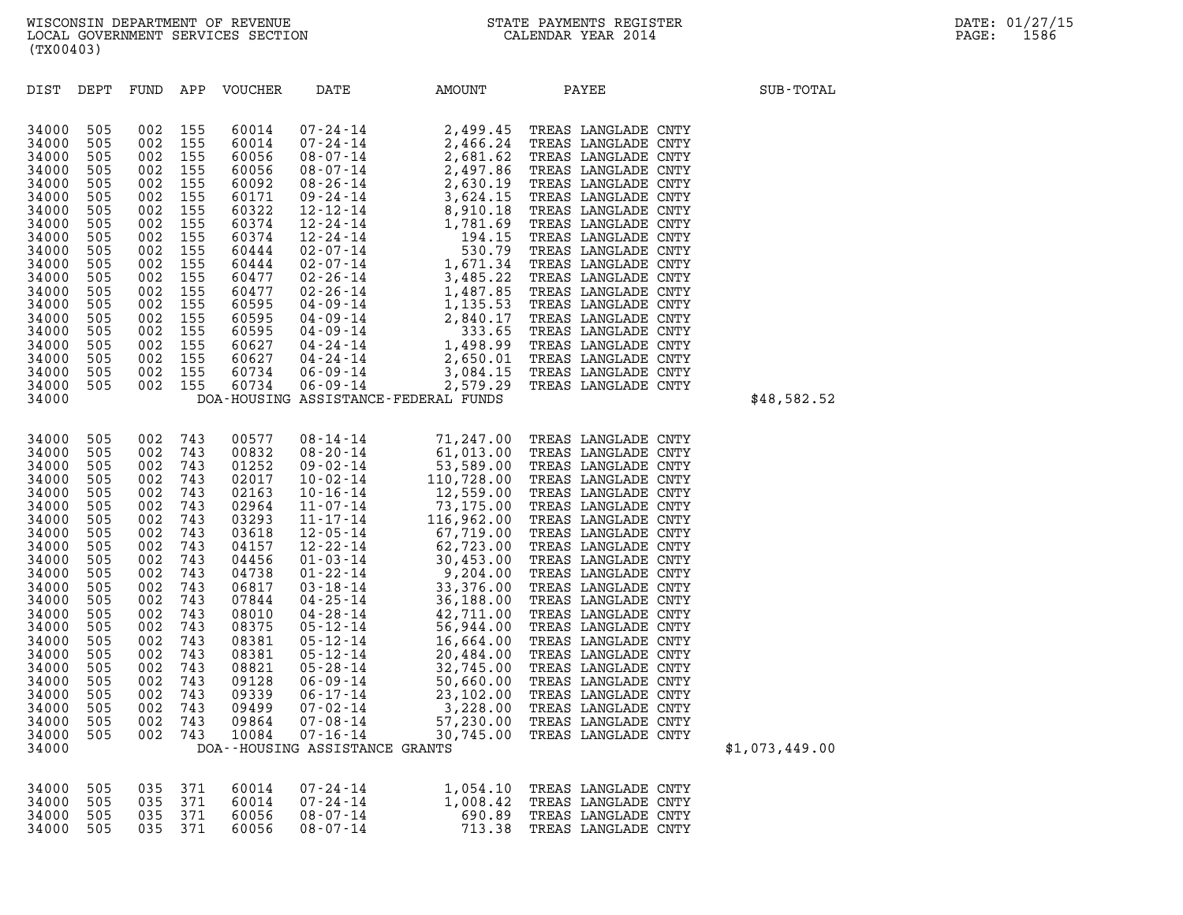WISCONSIN DEPARTMENT OF REVENUE
LOCAL GOVERNMENT SERVICES SECTION
(TX00403)

STATE PAYMENTS REGISTER
CALENDAR YEAR 2014

DATE: 01/27/15

| DIST | DEPT | FUND | APP | VOUCHER | DATE | AMOUNT | PAYEE | SUB-TOTAL |
|---|---|---|---|---|---|---|---|---|
| 34000 | 505 | 002 | 155 | 60014 | 07-24-14 | 2,499.45 | TREAS LANGLADE CNTY | |
| 34000 | 505 | 002 | 155 | 60014 | 07-24-14 | 2,466.24 | TREAS LANGLADE CNTY | |
| 34000 | 505 | 002 | 155 | 60056 | 08-07-14 | 2,681.62 | TREAS LANGLADE CNTY | |
| 34000 | 505 | 002 | 155 | 60056 | 08-07-14 | 2,497.86 | TREAS LANGLADE CNTY | |
| 34000 | 505 | 002 | 155 | 60092 | 08-26-14 | 2,630.19 | TREAS LANGLADE CNTY | |
| 34000 | 505 | 002 | 155 | 60171 | 09-24-14 | 3,624.15 | TREAS LANGLADE CNTY | |
| 34000 | 505 | 002 | 155 | 60322 | 12-12-14 | 8,910.18 | TREAS LANGLADE CNTY | |
| 34000 | 505 | 002 | 155 | 60374 | 12-24-14 | 1,781.69 | TREAS LANGLADE CNTY | |
| 34000 | 505 | 002 | 155 | 60374 | 12-24-14 | 194.15 | TREAS LANGLADE CNTY | |
| 34000 | 505 | 002 | 155 | 60444 | 02-07-14 | 530.79 | TREAS LANGLADE CNTY | |
| 34000 | 505 | 002 | 155 | 60444 | 02-07-14 | 1,671.34 | TREAS LANGLADE CNTY | |
| 34000 | 505 | 002 | 155 | 60477 | 02-26-14 | 3,485.22 | TREAS LANGLADE CNTY | |
| 34000 | 505 | 002 | 155 | 60477 | 02-26-14 | 1,487.85 | TREAS LANGLADE CNTY | |
| 34000 | 505 | 002 | 155 | 60595 | 04-09-14 | 1,135.53 | TREAS LANGLADE CNTY | |
| 34000 | 505 | 002 | 155 | 60595 | 04-09-14 | 2,840.17 | TREAS LANGLADE CNTY | |
| 34000 | 505 | 002 | 155 | 60595 | 04-09-14 | 333.65 | TREAS LANGLADE CNTY | |
| 34000 | 505 | 002 | 155 | 60627 | 04-24-14 | 1,498.99 | TREAS LANGLADE CNTY | |
| 34000 | 505 | 002 | 155 | 60627 | 04-24-14 | 2,650.01 | TREAS LANGLADE CNTY | |
| 34000 | 505 | 002 | 155 | 60734 | 06-09-14 | 3,084.15 | TREAS LANGLADE CNTY | |
| 34000 | 505 | 002 | 155 | 60734 | 06-09-14 | 2,579.29 | TREAS LANGLADE CNTY | |
| 34000 | | | | DOA-HOUSING ASSISTANCE-FEDERAL FUNDS | | | | $48,582.52 |
| 34000 | 505 | 002 | 743 | 00577 | 08-14-14 | 71,247.00 | TREAS LANGLADE CNTY | |
| 34000 | 505 | 002 | 743 | 00832 | 08-20-14 | 61,013.00 | TREAS LANGLADE CNTY | |
| 34000 | 505 | 002 | 743 | 01252 | 09-02-14 | 53,589.00 | TREAS LANGLADE CNTY | |
| 34000 | 505 | 002 | 743 | 02017 | 10-02-14 | 110,728.00 | TREAS LANGLADE CNTY | |
| 34000 | 505 | 002 | 743 | 02163 | 10-16-14 | 12,559.00 | TREAS LANGLADE CNTY | |
| 34000 | 505 | 002 | 743 | 02964 | 11-07-14 | 73,175.00 | TREAS LANGLADE CNTY | |
| 34000 | 505 | 002 | 743 | 03293 | 11-17-14 | 116,962.00 | TREAS LANGLADE CNTY | |
| 34000 | 505 | 002 | 743 | 03618 | 12-05-14 | 67,719.00 | TREAS LANGLADE CNTY | |
| 34000 | 505 | 002 | 743 | 04157 | 12-22-14 | 62,723.00 | TREAS LANGLADE CNTY | |
| 34000 | 505 | 002 | 743 | 04456 | 01-03-14 | 30,453.00 | TREAS LANGLADE CNTY | |
| 34000 | 505 | 002 | 743 | 04738 | 01-22-14 | 9,204.00 | TREAS LANGLADE CNTY | |
| 34000 | 505 | 002 | 743 | 06817 | 03-18-14 | 33,376.00 | TREAS LANGLADE CNTY | |
| 34000 | 505 | 002 | 743 | 07844 | 04-25-14 | 36,188.00 | TREAS LANGLADE CNTY | |
| 34000 | 505 | 002 | 743 | 08010 | 04-28-14 | 42,711.00 | TREAS LANGLADE CNTY | |
| 34000 | 505 | 002 | 743 | 08375 | 05-12-14 | 56,944.00 | TREAS LANGLADE CNTY | |
| 34000 | 505 | 002 | 743 | 08381 | 05-12-14 | 16,664.00 | TREAS LANGLADE CNTY | |
| 34000 | 505 | 002 | 743 | 08381 | 05-12-14 | 20,484.00 | TREAS LANGLADE CNTY | |
| 34000 | 505 | 002 | 743 | 08821 | 05-28-14 | 32,745.00 | TREAS LANGLADE CNTY | |
| 34000 | 505 | 002 | 743 | 09128 | 06-09-14 | 50,660.00 | TREAS LANGLADE CNTY | |
| 34000 | 505 | 002 | 743 | 09339 | 06-17-14 | 23,102.00 | TREAS LANGLADE CNTY | |
| 34000 | 505 | 002 | 743 | 09499 | 07-02-14 | 3,228.00 | TREAS LANGLADE CNTY | |
| 34000 | 505 | 002 | 743 | 09864 | 07-08-14 | 57,230.00 | TREAS LANGLADE CNTY | |
| 34000 | 505 | 002 | 743 | 10084 | 07-16-14 | 30,745.00 | TREAS LANGLADE CNTY | |
| 34000 | | | | DOA--HOUSING ASSISTANCE GRANTS | | | | $1,073,449.00 |
| 34000 | 505 | 035 | 371 | 60014 | 07-24-14 | 1,054.10 | TREAS LANGLADE CNTY | |
| 34000 | 505 | 035 | 371 | 60014 | 07-24-14 | 1,008.42 | TREAS LANGLADE CNTY | |
| 34000 | 505 | 035 | 371 | 60056 | 08-07-14 | 690.89 | TREAS LANGLADE CNTY | |
| 34000 | 505 | 035 | 371 | 60056 | 08-07-14 | 713.38 | TREAS LANGLADE CNTY | |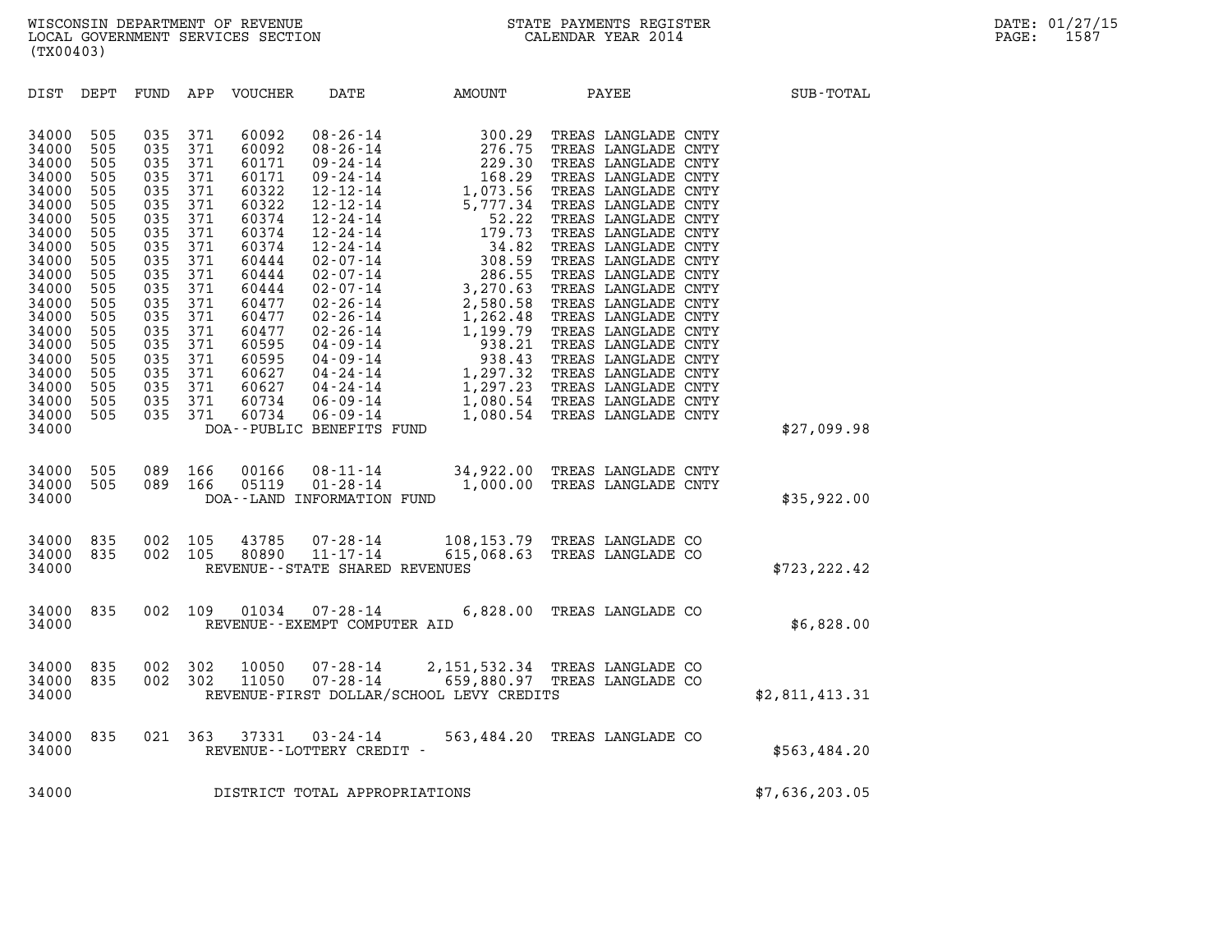WISCONSIN DEPARTMENT OF REVENUE
LOCAL GOVERNMENT SERVICES SECTION
(TX00403)

STATE PAYMENTS REGISTER
CALENDAR YEAR 2014

| DIST | DEPT | FUND | APP | VOUCHER | DATE | AMOUNT | PAYEE | SUB-TOTAL |
|---|---|---|---|---|---|---|---|---|
| 34000 | 505 | 035 | 371 | 60092 | 08-26-14 | 300.29 | TREAS LANGLADE CNTY | |
| 34000 | 505 | 035 | 371 | 60092 | 08-26-14 | 276.75 | TREAS LANGLADE CNTY | |
| 34000 | 505 | 035 | 371 | 60171 | 09-24-14 | 229.30 | TREAS LANGLADE CNTY | |
| 34000 | 505 | 035 | 371 | 60171 | 09-24-14 | 168.29 | TREAS LANGLADE CNTY | |
| 34000 | 505 | 035 | 371 | 60322 | 12-12-14 | 1,073.56 | TREAS LANGLADE CNTY | |
| 34000 | 505 | 035 | 371 | 60322 | 12-12-14 | 5,777.34 | TREAS LANGLADE CNTY | |
| 34000 | 505 | 035 | 371 | 60374 | 12-24-14 | 52.22 | TREAS LANGLADE CNTY | |
| 34000 | 505 | 035 | 371 | 60374 | 12-24-14 | 179.73 | TREAS LANGLADE CNTY | |
| 34000 | 505 | 035 | 371 | 60374 | 12-24-14 | 34.82 | TREAS LANGLADE CNTY | |
| 34000 | 505 | 035 | 371 | 60444 | 02-07-14 | 308.59 | TREAS LANGLADE CNTY | |
| 34000 | 505 | 035 | 371 | 60444 | 02-07-14 | 286.55 | TREAS LANGLADE CNTY | |
| 34000 | 505 | 035 | 371 | 60444 | 02-07-14 | 3,270.63 | TREAS LANGLADE CNTY | |
| 34000 | 505 | 035 | 371 | 60477 | 02-26-14 | 2,580.58 | TREAS LANGLADE CNTY | |
| 34000 | 505 | 035 | 371 | 60477 | 02-26-14 | 1,262.48 | TREAS LANGLADE CNTY | |
| 34000 | 505 | 035 | 371 | 60477 | 02-26-14 | 1,199.79 | TREAS LANGLADE CNTY | |
| 34000 | 505 | 035 | 371 | 60595 | 04-09-14 | 938.21 | TREAS LANGLADE CNTY | |
| 34000 | 505 | 035 | 371 | 60595 | 04-09-14 | 938.43 | TREAS LANGLADE CNTY | |
| 34000 | 505 | 035 | 371 | 60627 | 04-24-14 | 1,297.32 | TREAS LANGLADE CNTY | |
| 34000 | 505 | 035 | 371 | 60627 | 04-24-14 | 1,297.23 | TREAS LANGLADE CNTY | |
| 34000 | 505 | 035 | 371 | 60734 | 06-09-14 | 1,080.54 | TREAS LANGLADE CNTY | |
| 34000 | 505 | 035 | 371 | 60734 | 06-09-14 | 1,080.54 | TREAS LANGLADE CNTY | |
| 34000 | | | | DOA--PUBLIC BENEFITS FUND | | | | $27,099.98 |
| 34000 | 505 | 089 | 166 | 00166 | 08-11-14 | 34,922.00 | TREAS LANGLADE CNTY | |
| 34000 | 505 | 089 | 166 | 05119 | 01-28-14 | 1,000.00 | TREAS LANGLADE CNTY | |
| 34000 | | | | DOA--LAND INFORMATION FUND | | | | $35,922.00 |
| 34000 | 835 | 002 | 105 | 43785 | 07-28-14 | 108,153.79 | TREAS LANGLADE CO | |
| 34000 | 835 | 002 | 105 | 80890 | 11-17-14 | 615,068.63 | TREAS LANGLADE CO | |
| 34000 | | | | REVENUE--STATE SHARED REVENUES | | | | $723,222.42 |
| 34000 | 835 | 002 | 109 | 01034 | 07-28-14 | 6,828.00 | TREAS LANGLADE CO | |
| 34000 | | | | REVENUE--EXEMPT COMPUTER AID | | | | $6,828.00 |
| 34000 | 835 | 002 | 302 | 10050 | 07-28-14 | 2,151,532.34 | TREAS LANGLADE CO | |
| 34000 | 835 | 002 | 302 | 11050 | 07-28-14 | 659,880.97 | TREAS LANGLADE CO | |
| 34000 | | | | REVENUE-FIRST DOLLAR/SCHOOL LEVY CREDITS | | | | $2,811,413.31 |
| 34000 | 835 | 021 | 363 | 37331 | 03-24-14 | 563,484.20 | TREAS LANGLADE CO | |
| 34000 | | | | REVENUE--LOTTERY CREDIT - | | | | $563,484.20 |
| 34000 | | | | DISTRICT TOTAL APPROPRIATIONS | | | | $7,636,203.05 |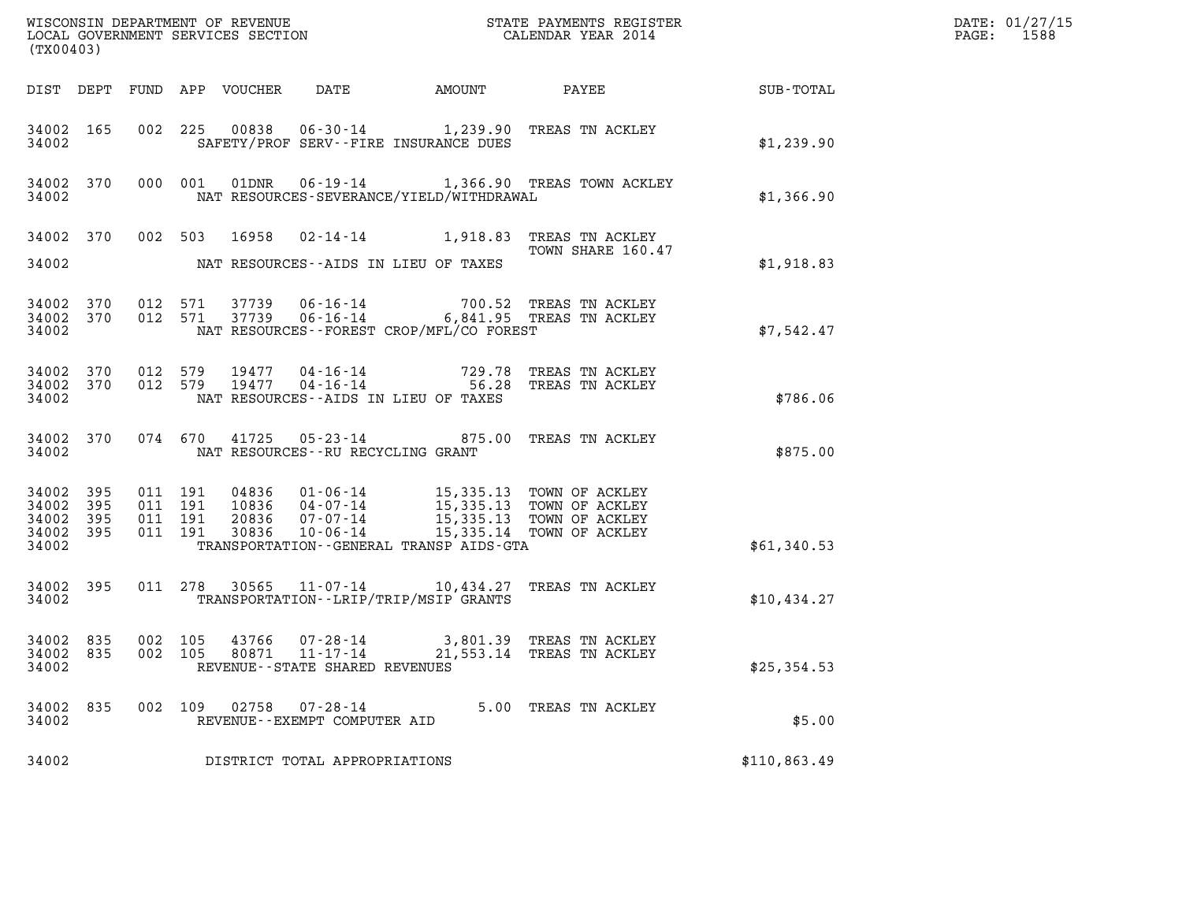WISCONSIN DEPARTMENT OF REVENUE
LOCAL GOVERNMENT SERVICES SECTION
(TX00403)

STATE PAYMENTS REGISTER
CALENDAR YEAR 2014

DATE: 01/27/15
PAGE: 1588

| DIST | DEPT | FUND | APP | VOUCHER | DATE | AMOUNT | PAYEE | SUB-TOTAL |
|---|---|---|---|---|---|---|---|---|
| 34002 | 165 | 002 | 225 | 00838 | 06-30-14 | 1,239.90 | TREAS TN ACKLEY | |
| 34002 | | | | SAFETY/PROF SERV--FIRE INSURANCE DUES | | | | $1,239.90 |
| 34002 | 370 | 000 | 001 | 01DNR | 06-19-14 | 1,366.90 | TREAS TOWN ACKLEY | |
| 34002 | | | | NAT RESOURCES-SEVERANCE/YIELD/WITHDRAWAL | | | | $1,366.90 |
| 34002 | 370 | 002 | 503 | 16958 | 02-14-14 | 1,918.83 | TREAS TN ACKLEY TOWN SHARE 160.47 | |
| 34002 | | | | NAT RESOURCES--AIDS IN LIEU OF TAXES | | | | $1,918.83 |
| 34002 | 370 | 012 | 571 | 37739 | 06-16-14 | 700.52 | TREAS TN ACKLEY | |
| 34002 | 370 | 012 | 571 | 37739 | 06-16-14 | 6,841.95 | TREAS TN ACKLEY | |
| 34002 | | | | NAT RESOURCES--FOREST CROP/MFL/CO FOREST | | | | $7,542.47 |
| 34002 | 370 | 012 | 579 | 19477 | 04-16-14 | 729.78 | TREAS TN ACKLEY | |
| 34002 | 370 | 012 | 579 | 19477 | 04-16-14 | 56.28 | TREAS TN ACKLEY | |
| 34002 | | | | NAT RESOURCES--AIDS IN LIEU OF TAXES | | | | $786.06 |
| 34002 | 370 | 074 | 670 | 41725 | 05-23-14 | 875.00 | TREAS TN ACKLEY | |
| 34002 | | | | NAT RESOURCES--RU RECYCLING GRANT | | | | $875.00 |
| 34002 | 395 | 011 | 191 | 04836 | 01-06-14 | 15,335.13 | TOWN OF ACKLEY | |
| 34002 | 395 | 011 | 191 | 10836 | 04-07-14 | 15,335.13 | TOWN OF ACKLEY | |
| 34002 | 395 | 011 | 191 | 20836 | 07-07-14 | 15,335.13 | TOWN OF ACKLEY | |
| 34002 | 395 | 011 | 191 | 30836 | 10-06-14 | 15,335.14 | TOWN OF ACKLEY | |
| 34002 | | | | TRANSPORTATION--GENERAL TRANSP AIDS-GTA | | | | $61,340.53 |
| 34002 | 395 | 011 | 278 | 30565 | 11-07-14 | 10,434.27 | TREAS TN ACKLEY | |
| 34002 | | | | TRANSPORTATION--LRIP/TRIP/MSIP GRANTS | | | | $10,434.27 |
| 34002 | 835 | 002 | 105 | 43766 | 07-28-14 | 3,801.39 | TREAS TN ACKLEY | |
| 34002 | 835 | 002 | 105 | 80871 | 11-17-14 | 21,553.14 | TREAS TN ACKLEY | |
| 34002 | | | | REVENUE--STATE SHARED REVENUES | | | | $25,354.53 |
| 34002 | 835 | 002 | 109 | 02758 | 07-28-14 | 5.00 | TREAS TN ACKLEY | |
| 34002 | | | | REVENUE--EXEMPT COMPUTER AID | | | | $5.00 |
| 34002 | | | | DISTRICT TOTAL APPROPRIATIONS | | | | $110,863.49 |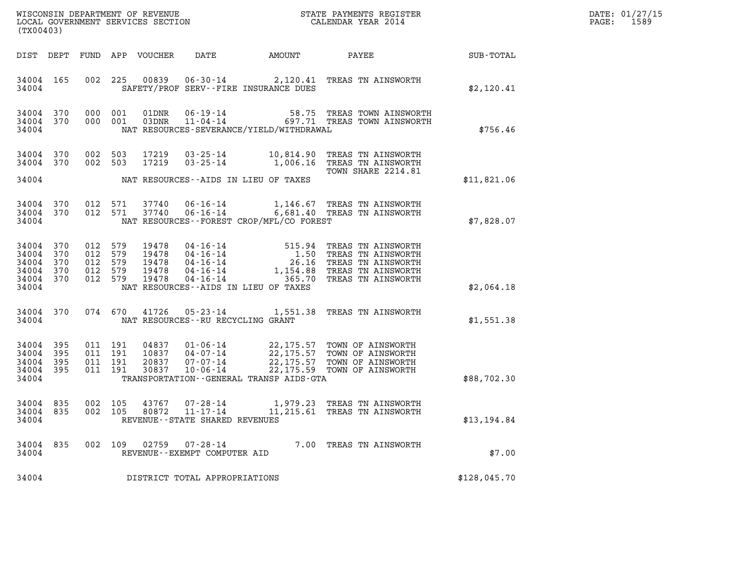WISCONSIN DEPARTMENT OF REVENUE
LOCAL GOVERNMENT SERVICES SECTION
(TX00403)

STATE PAYMENTS REGISTER
CALENDAR YEAR 2014

DATE: 01/27/15
PAGE: 1589

| DIST | DEPT | FUND | APP | VOUCHER | DATE | AMOUNT | PAYEE | SUB-TOTAL |
|---|---|---|---|---|---|---|---|---|
| 34004 | 165 | 002 | 225 | 00839 | 06-30-14 | 2,120.41 | TREAS TN AINSWORTH | |
| 34004 | | | | | SAFETY/PROF SERV--FIRE INSURANCE DUES | | | $2,120.41 |
| 34004 | 370 | 000 | 001 | 01DNR | 06-19-14 | 58.75 | TREAS TOWN AINSWORTH | |
| 34004 | 370 | 000 | 001 | 03DNR | 11-04-14 | 697.71 | TREAS TOWN AINSWORTH | |
| 34004 | | | | | NAT RESOURCES-SEVERANCE/YIELD/WITHDRAWAL | | | $756.46 |
| 34004 | 370 | 002 | 503 | 17219 | 03-25-14 | 10,814.90 | TREAS TN AINSWORTH | |
| 34004 | 370 | 002 | 503 | 17219 | 03-25-14 | 1,006.16 | TREAS TN AINSWORTH TOWN SHARE 2214.81 | |
| 34004 | | | | | NAT RESOURCES--AIDS IN LIEU OF TAXES | | | $11,821.06 |
| 34004 | 370 | 012 | 571 | 37740 | 06-16-14 | 1,146.67 | TREAS TN AINSWORTH | |
| 34004 | 370 | 012 | 571 | 37740 | 06-16-14 | 6,681.40 | TREAS TN AINSWORTH | |
| 34004 | | | | | NAT RESOURCES--FOREST CROP/MFL/CO FOREST | | | $7,828.07 |
| 34004 | 370 | 012 | 579 | 19478 | 04-16-14 | 515.94 | TREAS TN AINSWORTH | |
| 34004 | 370 | 012 | 579 | 19478 | 04-16-14 | 1.50 | TREAS TN AINSWORTH | |
| 34004 | 370 | 012 | 579 | 19478 | 04-16-14 | 26.16 | TREAS TN AINSWORTH | |
| 34004 | 370 | 012 | 579 | 19478 | 04-16-14 | 1,154.88 | TREAS TN AINSWORTH | |
| 34004 | 370 | 012 | 579 | 19478 | 04-16-14 | 365.70 | TREAS TN AINSWORTH | |
| 34004 | | | | | NAT RESOURCES--AIDS IN LIEU OF TAXES | | | $2,064.18 |
| 34004 | 370 | 074 | 670 | 41726 | 05-23-14 | 1,551.38 | TREAS TN AINSWORTH | |
| 34004 | | | | | NAT RESOURCES--RU RECYCLING GRANT | | | $1,551.38 |
| 34004 | 395 | 011 | 191 | 04837 | 01-06-14 | 22,175.57 | TOWN OF AINSWORTH | |
| 34004 | 395 | 011 | 191 | 10837 | 04-07-14 | 22,175.57 | TOWN OF AINSWORTH | |
| 34004 | 395 | 011 | 191 | 20837 | 07-07-14 | 22,175.57 | TOWN OF AINSWORTH | |
| 34004 | 395 | 011 | 191 | 30837 | 10-06-14 | 22,175.59 | TOWN OF AINSWORTH | |
| 34004 | | | | | TRANSPORTATION--GENERAL TRANSP AIDS-GTA | | | $88,702.30 |
| 34004 | 835 | 002 | 105 | 43767 | 07-28-14 | 1,979.23 | TREAS TN AINSWORTH | |
| 34004 | 835 | 002 | 105 | 80872 | 11-17-14 | 11,215.61 | TREAS TN AINSWORTH | |
| 34004 | | | | | REVENUE--STATE SHARED REVENUES | | | $13,194.84 |
| 34004 | 835 | 002 | 109 | 02759 | 07-28-14 | 7.00 | TREAS TN AINSWORTH | |
| 34004 | | | | | REVENUE--EXEMPT COMPUTER AID | | | $7.00 |
| 34004 | | | | | DISTRICT TOTAL APPROPRIATIONS | | | $128,045.70 |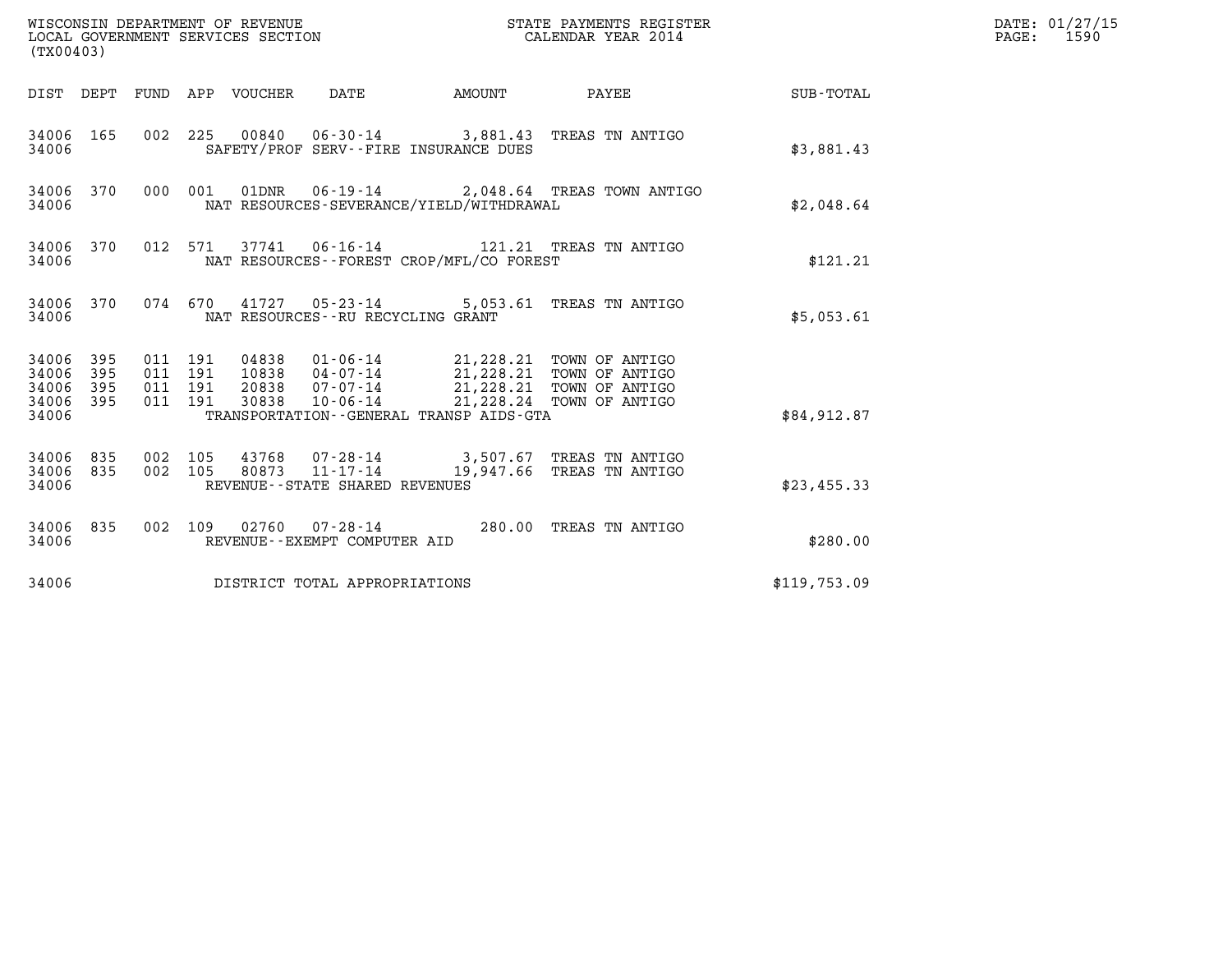WISCONSIN DEPARTMENT OF REVENUE
LOCAL GOVERNMENT SERVICES SECTION
(TX00403)

STATE PAYMENTS REGISTER
CALENDAR YEAR 2014

DATE: 01/27/15

| DIST | DEPT | FUND | APP | VOUCHER | DATE | AMOUNT | PAYEE | SUB-TOTAL |
|---|---|---|---|---|---|---|---|---|
| 34006 | 165 | 002 | 225 | 00840 | 06-30-14 | 3,881.43 | TREAS TN ANTIGO | |
| 34006 | | | | SAFETY/PROF SERV--FIRE INSURANCE DUES | | | | $3,881.43 |
| 34006 | 370 | 000 | 001 | 01DNR | 06-19-14 | 2,048.64 | TREAS TOWN ANTIGO | |
| 34006 | | | | NAT RESOURCES-SEVERANCE/YIELD/WITHDRAWAL | | | | $2,048.64 |
| 34006 | 370 | 012 | 571 | 37741 | 06-16-14 | 121.21 | TREAS TN ANTIGO | |
| 34006 | | | | NAT RESOURCES--FOREST CROP/MFL/CO FOREST | | | | $121.21 |
| 34006 | 370 | 074 | 670 | 41727 | 05-23-14 | 5,053.61 | TREAS TN ANTIGO | |
| 34006 | | | | NAT RESOURCES--RU RECYCLING GRANT | | | | $5,053.61 |
| 34006 | 395 | 011 | 191 | 04838 | 01-06-14 | 21,228.21 | TOWN OF ANTIGO | |
| 34006 | 395 | 011 | 191 | 10838 | 04-07-14 | 21,228.21 | TOWN OF ANTIGO | |
| 34006 | 395 | 011 | 191 | 20838 | 07-07-14 | 21,228.21 | TOWN OF ANTIGO | |
| 34006 | 395 | 011 | 191 | 30838 | 10-06-14 | 21,228.24 | TOWN OF ANTIGO | |
| 34006 | | | | TRANSPORTATION--GENERAL TRANSP AIDS-GTA | | | | $84,912.87 |
| 34006 | 835 | 002 | 105 | 43768 | 07-28-14 | 3,507.67 | TREAS TN ANTIGO | |
| 34006 | 835 | 002 | 105 | 80873 | 11-17-14 | 19,947.66 | TREAS TN ANTIGO | |
| 34006 | | | | REVENUE--STATE SHARED REVENUES | | | | $23,455.33 |
| 34006 | 835 | 002 | 109 | 02760 | 07-28-14 | 280.00 | TREAS TN ANTIGO | |
| 34006 | | | | REVENUE--EXEMPT COMPUTER AID | | | | $280.00 |
| 34006 | | | | DISTRICT TOTAL APPROPRIATIONS | | | | $119,753.09 |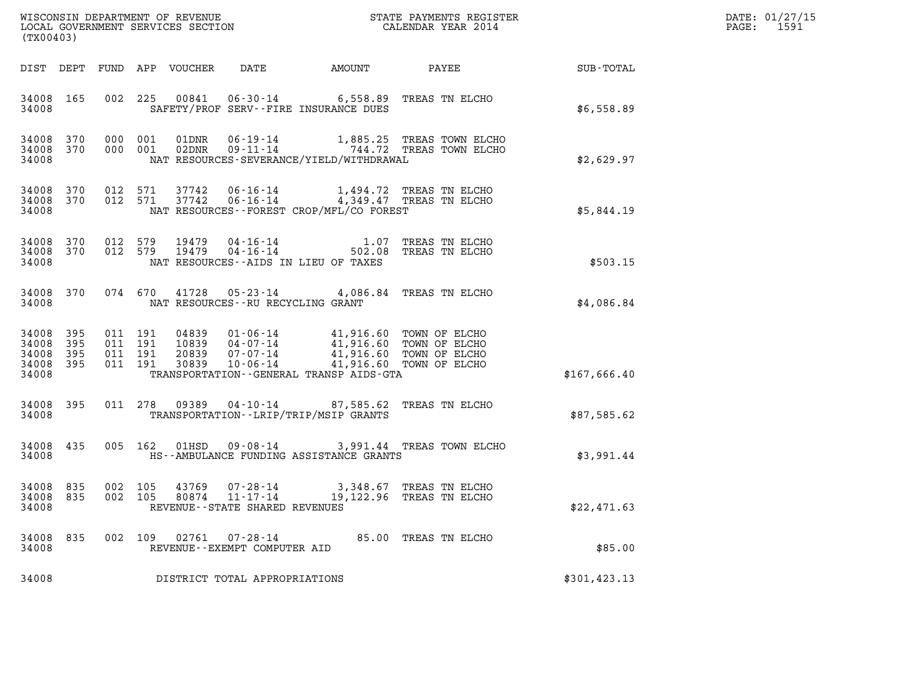WISCONSIN DEPARTMENT OF REVENUE
LOCAL GOVERNMENT SERVICES SECTION
(TX00403)

STATE PAYMENTS REGISTER
CALENDAR YEAR 2014

DATE: 01/27/15
PAGE: 1591

| DIST | DEPT | FUND | APP | VOUCHER | DATE | AMOUNT | PAYEE | SUB-TOTAL |
|---|---|---|---|---|---|---|---|---|
| 34008 | 165 | 002 | 225 | 00841 | 06-30-14 | 6,558.89 | TREAS TN ELCHO | |
| 34008 | | | | | SAFETY/PROF SERV--FIRE INSURANCE DUES | | | $6,558.89 |
| 34008 | 370 | 000 | 001 | 01DNR | 06-19-14 | 1,885.25 | TREAS TOWN ELCHO | |
| 34008 | 370 | 000 | 001 | 02DNR | 09-11-14 | 744.72 | TREAS TOWN ELCHO | |
| 34008 | | | | | NAT RESOURCES-SEVERANCE/YIELD/WITHDRAWAL | | | $2,629.97 |
| 34008 | 370 | 012 | 571 | 37742 | 06-16-14 | 1,494.72 | TREAS TN ELCHO | |
| 34008 | 370 | 012 | 571 | 37742 | 06-16-14 | 4,349.47 | TREAS TN ELCHO | |
| 34008 | | | | | NAT RESOURCES--FOREST CROP/MFL/CO FOREST | | | $5,844.19 |
| 34008 | 370 | 012 | 579 | 19479 | 04-16-14 | 1.07 | TREAS TN ELCHO | |
| 34008 | 370 | 012 | 579 | 19479 | 04-16-14 | 502.08 | TREAS TN ELCHO | |
| 34008 | | | | | NAT RESOURCES--AIDS IN LIEU OF TAXES | | | $503.15 |
| 34008 | 370 | 074 | 670 | 41728 | 05-23-14 | 4,086.84 | TREAS TN ELCHO | |
| 34008 | | | | | NAT RESOURCES--RU RECYCLING GRANT | | | $4,086.84 |
| 34008 | 395 | 011 | 191 | 04839 | 01-06-14 | 41,916.60 | TOWN OF ELCHO | |
| 34008 | 395 | 011 | 191 | 10839 | 04-07-14 | 41,916.60 | TOWN OF ELCHO | |
| 34008 | 395 | 011 | 191 | 20839 | 07-07-14 | 41,916.60 | TOWN OF ELCHO | |
| 34008 | 395 | 011 | 191 | 30839 | 10-06-14 | 41,916.60 | TOWN OF ELCHO | |
| 34008 | | | | | TRANSPORTATION--GENERAL TRANSP AIDS-GTA | | | $167,666.40 |
| 34008 | 395 | 011 | 278 | 09389 | 04-10-14 | 87,585.62 | TREAS TN ELCHO | |
| 34008 | | | | | TRANSPORTATION--LRIP/TRIP/MSIP GRANTS | | | $87,585.62 |
| 34008 | 435 | 005 | 162 | 01HSD | 09-08-14 | 3,991.44 | TREAS TOWN ELCHO | |
| 34008 | | | | | HS--AMBULANCE FUNDING ASSISTANCE GRANTS | | | $3,991.44 |
| 34008 | 835 | 002 | 105 | 43769 | 07-28-14 | 3,348.67 | TREAS TN ELCHO | |
| 34008 | 835 | 002 | 105 | 80874 | 11-17-14 | 19,122.96 | TREAS TN ELCHO | |
| 34008 | | | | | REVENUE--STATE SHARED REVENUES | | | $22,471.63 |
| 34008 | 835 | 002 | 109 | 02761 | 07-28-14 | 85.00 | TREAS TN ELCHO | |
| 34008 | | | | | REVENUE--EXEMPT COMPUTER AID | | | $85.00 |
| 34008 | | | | | DISTRICT TOTAL APPROPRIATIONS | | | $301,423.13 |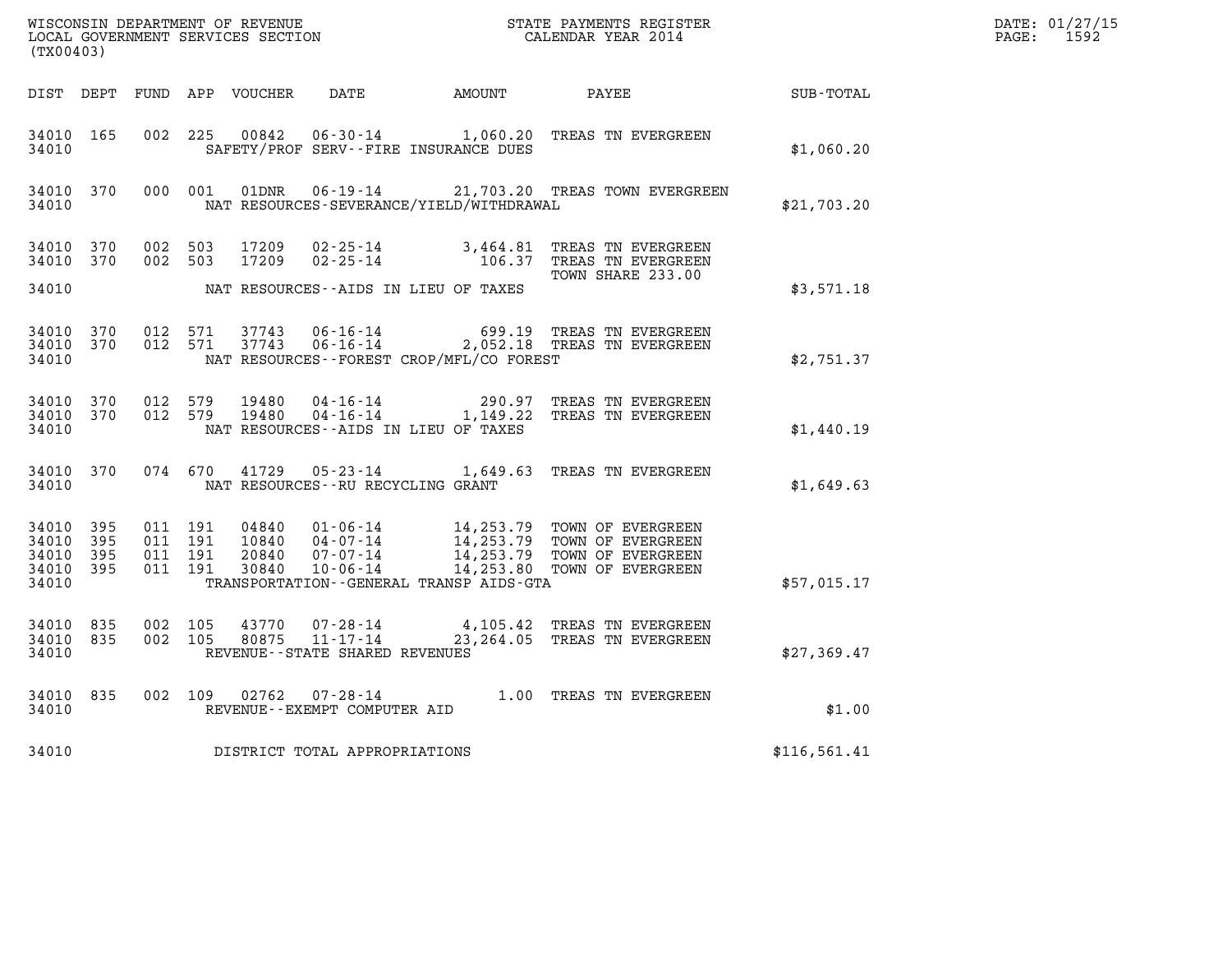WISCONSIN DEPARTMENT OF REVENUE
LOCAL GOVERNMENT SERVICES SECTION
(TX00403)

STATE PAYMENTS REGISTER
CALENDAR YEAR 2014

DATE: 01/27/15
PAGE: 1592

| DIST | DEPT | FUND | APP | VOUCHER | DATE | AMOUNT | PAYEE | SUB-TOTAL |
|---|---|---|---|---|---|---|---|---|
| 34010 | 165 | 002 | 225 | 00842 | 06-30-14 | 1,060.20 | TREAS TN EVERGREEN | |
| 34010 | | | | | SAFETY/PROF SERV--FIRE INSURANCE DUES | | | $1,060.20 |
| 34010 | 370 | 000 | 001 | 01DNR | 06-19-14 | 21,703.20 | TREAS TOWN EVERGREEN | |
| 34010 | | | | | NAT RESOURCES-SEVERANCE/YIELD/WITHDRAWAL | | | $21,703.20 |
| 34010 | 370 | 002 | 503 | 17209 | 02-25-14 | 3,464.81 | TREAS TN EVERGREEN | |
| 34010 | 370 | 002 | 503 | 17209 | 02-25-14 | 106.37 | TREAS TN EVERGREEN TOWN SHARE 233.00 | |
| 34010 | | | | | NAT RESOURCES--AIDS IN LIEU OF TAXES | | | $3,571.18 |
| 34010 | 370 | 012 | 571 | 37743 | 06-16-14 | 699.19 | TREAS TN EVERGREEN | |
| 34010 | 370 | 012 | 571 | 37743 | 06-16-14 | 2,052.18 | TREAS TN EVERGREEN | |
| 34010 | | | | | NAT RESOURCES--FOREST CROP/MFL/CO FOREST | | | $2,751.37 |
| 34010 | 370 | 012 | 579 | 19480 | 04-16-14 | 290.97 | TREAS TN EVERGREEN | |
| 34010 | 370 | 012 | 579 | 19480 | 04-16-14 | 1,149.22 | TREAS TN EVERGREEN | |
| 34010 | | | | | NAT RESOURCES--AIDS IN LIEU OF TAXES | | | $1,440.19 |
| 34010 | 370 | 074 | 670 | 41729 | 05-23-14 | 1,649.63 | TREAS TN EVERGREEN | |
| 34010 | | | | | NAT RESOURCES--RU RECYCLING GRANT | | | $1,649.63 |
| 34010 | 395 | 011 | 191 | 04840 | 01-06-14 | 14,253.79 | TOWN OF EVERGREEN | |
| 34010 | 395 | 011 | 191 | 10840 | 04-07-14 | 14,253.79 | TOWN OF EVERGREEN | |
| 34010 | 395 | 011 | 191 | 20840 | 07-07-14 | 14,253.79 | TOWN OF EVERGREEN | |
| 34010 | 395 | 011 | 191 | 30840 | 10-06-14 | 14,253.80 | TOWN OF EVERGREEN | |
| 34010 | | | | | TRANSPORTATION--GENERAL TRANSP AIDS-GTA | | | $57,015.17 |
| 34010 | 835 | 002 | 105 | 43770 | 07-28-14 | 4,105.42 | TREAS TN EVERGREEN | |
| 34010 | 835 | 002 | 105 | 80875 | 11-17-14 | 23,264.05 | TREAS TN EVERGREEN | |
| 34010 | | | | | REVENUE--STATE SHARED REVENUES | | | $27,369.47 |
| 34010 | 835 | 002 | 109 | 02762 | 07-28-14 | 1.00 | TREAS TN EVERGREEN | |
| 34010 | | | | | REVENUE--EXEMPT COMPUTER AID | | | $1.00 |
| 34010 | | | | | DISTRICT TOTAL APPROPRIATIONS | | | $116,561.41 |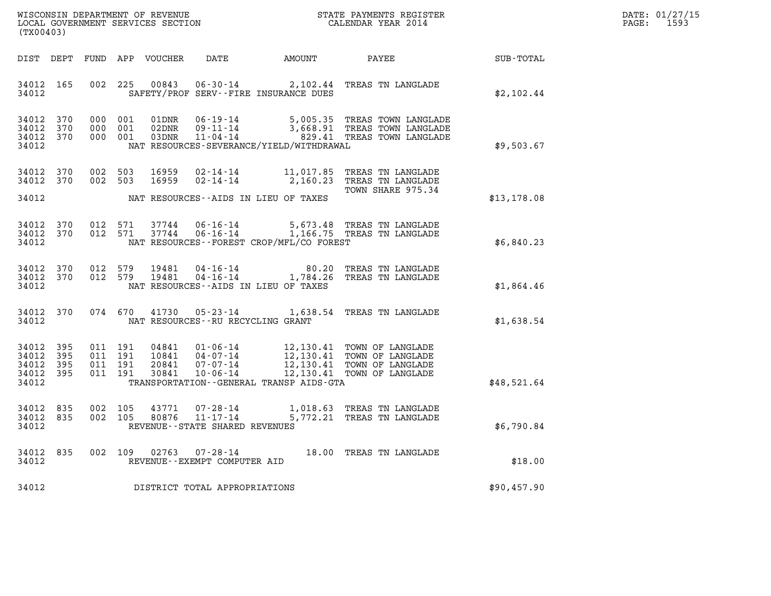WISCONSIN DEPARTMENT OF REVENUE
LOCAL GOVERNMENT SERVICES SECTION
(TX00403)

STATE PAYMENTS REGISTER
CALENDAR YEAR 2014

DATE: 01/27/15

| DIST | DEPT | FUND | APP | VOUCHER | DATE | AMOUNT | PAYEE | SUB-TOTAL |
|---|---|---|---|---|---|---|---|---|
| 34012 | 165 | 002 | 225 | 00843 | 06-30-14 | 2,102.44 | TREAS TN LANGLADE | |
| 34012 | | | | | SAFETY/PROF SERV--FIRE INSURANCE DUES | | | $2,102.44 |
| 34012 | 370 | 000 | 001 | 01DNR | 06-19-14 | 5,005.35 | TREAS TOWN LANGLADE | |
| 34012 | 370 | 000 | 001 | 02DNR | 09-11-14 | 3,668.91 | TREAS TOWN LANGLADE | |
| 34012 | 370 | 000 | 001 | 03DNR | 11-04-14 | 829.41 | TREAS TOWN LANGLADE | |
| 34012 | | | | | NAT RESOURCES-SEVERANCE/YIELD/WITHDRAWAL | | | $9,503.67 |
| 34012 | 370 | 002 | 503 | 16959 | 02-14-14 | 11,017.85 | TREAS TN LANGLADE | |
| 34012 | 370 | 002 | 503 | 16959 | 02-14-14 | 2,160.23 | TREAS TN LANGLADE TOWN SHARE 975.34 | |
| 34012 | | | | | NAT RESOURCES--AIDS IN LIEU OF TAXES | | | $13,178.08 |
| 34012 | 370 | 012 | 571 | 37744 | 06-16-14 | 5,673.48 | TREAS TN LANGLADE | |
| 34012 | 370 | 012 | 571 | 37744 | 06-16-14 | 1,166.75 | TREAS TN LANGLADE | |
| 34012 | | | | | NAT RESOURCES--FOREST CROP/MFL/CO FOREST | | | $6,840.23 |
| 34012 | 370 | 012 | 579 | 19481 | 04-16-14 | 80.20 | TREAS TN LANGLADE | |
| 34012 | 370 | 012 | 579 | 19481 | 04-16-14 | 1,784.26 | TREAS TN LANGLADE | |
| 34012 | | | | | NAT RESOURCES--AIDS IN LIEU OF TAXES | | | $1,864.46 |
| 34012 | 370 | 074 | 670 | 41730 | 05-23-14 | 1,638.54 | TREAS TN LANGLADE | |
| 34012 | | | | | NAT RESOURCES--RU RECYCLING GRANT | | | $1,638.54 |
| 34012 | 395 | 011 | 191 | 04841 | 01-06-14 | 12,130.41 | TOWN OF LANGLADE | |
| 34012 | 395 | 011 | 191 | 10841 | 04-07-14 | 12,130.41 | TOWN OF LANGLADE | |
| 34012 | 395 | 011 | 191 | 20841 | 07-07-14 | 12,130.41 | TOWN OF LANGLADE | |
| 34012 | 395 | 011 | 191 | 30841 | 10-06-14 | 12,130.41 | TOWN OF LANGLADE | |
| 34012 | | | | | TRANSPORTATION--GENERAL TRANSP AIDS-GTA | | | $48,521.64 |
| 34012 | 835 | 002 | 105 | 43771 | 07-28-14 | 1,018.63 | TREAS TN LANGLADE | |
| 34012 | 835 | 002 | 105 | 80876 | 11-17-14 | 5,772.21 | TREAS TN LANGLADE | |
| 34012 | | | | | REVENUE--STATE SHARED REVENUES | | | $6,790.84 |
| 34012 | 835 | 002 | 109 | 02763 | 07-28-14 | 18.00 | TREAS TN LANGLADE | |
| 34012 | | | | | REVENUE--EXEMPT COMPUTER AID | | | $18.00 |
| 34012 | | | | | DISTRICT TOTAL APPROPRIATIONS | | | $90,457.90 |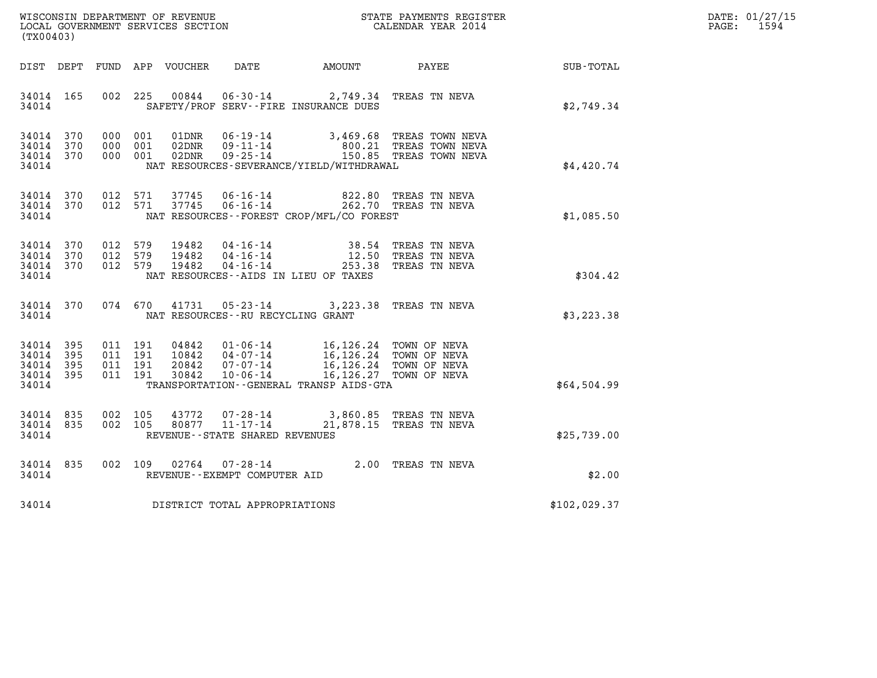WISCONSIN DEPARTMENT OF REVENUE
LOCAL GOVERNMENT SERVICES SECTION
(TX00403)

STATE PAYMENTS REGISTER
CALENDAR YEAR 2014

DATE: 01/27/15
PAGE: 1594

| DIST | DEPT | FUND | APP | VOUCHER | DATE | AMOUNT | PAYEE | SUB-TOTAL |
|---|---|---|---|---|---|---|---|---|
| 34014 | 165 | 002 | 225 | 00844 | 06-30-14 | 2,749.34 | TREAS TN NEVA | |
| 34014 | | | | | SAFETY/PROF SERV--FIRE INSURANCE DUES | | | $2,749.34 |
| 34014 | 370 | 000 | 001 | 01DNR | 06-19-14 | 3,469.68 | TREAS TOWN NEVA | |
| 34014 | 370 | 000 | 001 | 02DNR | 09-11-14 | 800.21 | TREAS TOWN NEVA | |
| 34014 | 370 | 000 | 001 | 02DNR | 09-25-14 | 150.85 | TREAS TOWN NEVA | |
| 34014 | | | | | NAT RESOURCES-SEVERANCE/YIELD/WITHDRAWAL | | | $4,420.74 |
| 34014 | 370 | 012 | 571 | 37745 | 06-16-14 | 822.80 | TREAS TN NEVA | |
| 34014 | 370 | 012 | 571 | 37745 | 06-16-14 | 262.70 | TREAS TN NEVA | |
| 34014 | | | | | NAT RESOURCES--FOREST CROP/MFL/CO FOREST | | | $1,085.50 |
| 34014 | 370 | 012 | 579 | 19482 | 04-16-14 | 38.54 | TREAS TN NEVA | |
| 34014 | 370 | 012 | 579 | 19482 | 04-16-14 | 12.50 | TREAS TN NEVA | |
| 34014 | 370 | 012 | 579 | 19482 | 04-16-14 | 253.38 | TREAS TN NEVA | |
| 34014 | | | | | NAT RESOURCES--AIDS IN LIEU OF TAXES | | | $304.42 |
| 34014 | 370 | 074 | 670 | 41731 | 05-23-14 | 3,223.38 | TREAS TN NEVA | |
| 34014 | | | | | NAT RESOURCES--RU RECYCLING GRANT | | | $3,223.38 |
| 34014 | 395 | 011 | 191 | 04842 | 01-06-14 | 16,126.24 | TOWN OF NEVA | |
| 34014 | 395 | 011 | 191 | 10842 | 04-07-14 | 16,126.24 | TOWN OF NEVA | |
| 34014 | 395 | 011 | 191 | 20842 | 07-07-14 | 16,126.24 | TOWN OF NEVA | |
| 34014 | 395 | 011 | 191 | 30842 | 10-06-14 | 16,126.27 | TOWN OF NEVA | |
| 34014 | | | | | TRANSPORTATION--GENERAL TRANSP AIDS-GTA | | | $64,504.99 |
| 34014 | 835 | 002 | 105 | 43772 | 07-28-14 | 3,860.85 | TREAS TN NEVA | |
| 34014 | 835 | 002 | 105 | 80877 | 11-17-14 | 21,878.15 | TREAS TN NEVA | |
| 34014 | | | | | REVENUE--STATE SHARED REVENUES | | | $25,739.00 |
| 34014 | 835 | 002 | 109 | 02764 | 07-28-14 | 2.00 | TREAS TN NEVA | |
| 34014 | | | | | REVENUE--EXEMPT COMPUTER AID | | | $2.00 |
| 34014 | | | | | DISTRICT TOTAL APPROPRIATIONS | | | $102,029.37 |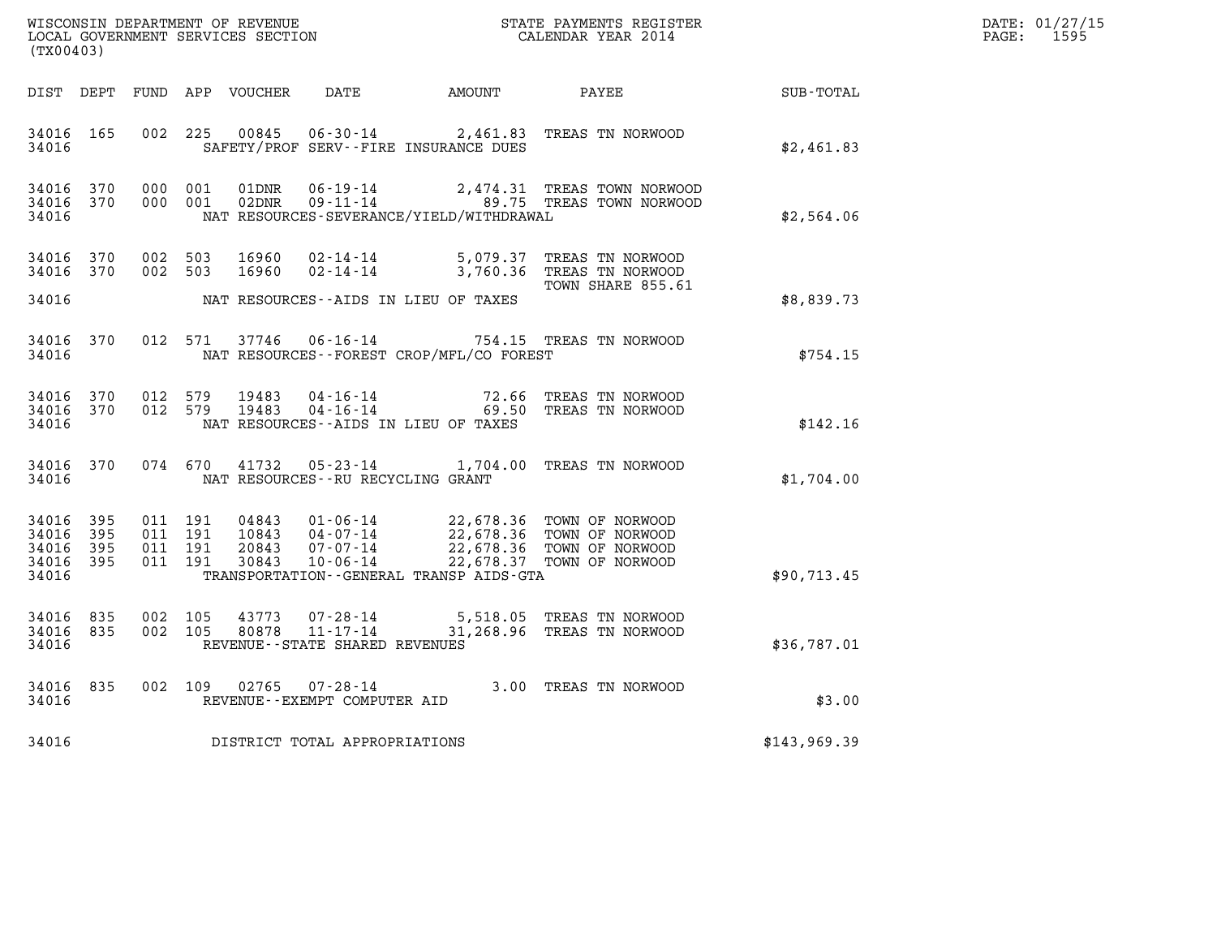WISCONSIN DEPARTMENT OF REVENUE
LOCAL GOVERNMENT SERVICES SECTION
(TX00403)

STATE PAYMENTS REGISTER
CALENDAR YEAR 2014

DATE: 01/27/15
PAGE: 1595

| DIST | DEPT | FUND | APP | VOUCHER | DATE | AMOUNT | PAYEE | SUB-TOTAL |
|---|---|---|---|---|---|---|---|---|
| 34016 | 165 | 002 | 225 | 00845 | 06-30-14 | 2,461.83 | TREAS TN NORWOOD | |
| 34016 | | | | | SAFETY/PROF SERV--FIRE INSURANCE DUES | | | $2,461.83 |
| 34016 | 370 | 000 | 001 | 01DNR | 06-19-14 | 2,474.31 | TREAS TOWN NORWOOD | |
| 34016 | 370 | 000 | 001 | 02DNR | 09-11-14 | 89.75 | TREAS TOWN NORWOOD | |
| 34016 | | | | | NAT RESOURCES-SEVERANCE/YIELD/WITHDRAWAL | | | $2,564.06 |
| 34016 | 370 | 002 | 503 | 16960 | 02-14-14 | 5,079.37 | TREAS TN NORWOOD | |
| 34016 | 370 | 002 | 503 | 16960 | 02-14-14 | 3,760.36 | TREAS TN NORWOOD TOWN SHARE 855.61 | |
| 34016 | | | | | NAT RESOURCES--AIDS IN LIEU OF TAXES | | | $8,839.73 |
| 34016 | 370 | 012 | 571 | 37746 | 06-16-14 | 754.15 | TREAS TN NORWOOD | |
| 34016 | | | | | NAT RESOURCES--FOREST CROP/MFL/CO FOREST | | | $754.15 |
| 34016 | 370 | 012 | 579 | 19483 | 04-16-14 | 72.66 | TREAS TN NORWOOD | |
| 34016 | 370 | 012 | 579 | 19483 | 04-16-14 | 69.50 | TREAS TN NORWOOD | |
| 34016 | | | | | NAT RESOURCES--AIDS IN LIEU OF TAXES | | | $142.16 |
| 34016 | 370 | 074 | 670 | 41732 | 05-23-14 | 1,704.00 | TREAS TN NORWOOD | |
| 34016 | | | | | NAT RESOURCES--RU RECYCLING GRANT | | | $1,704.00 |
| 34016 | 395 | 011 | 191 | 04843 | 01-06-14 | 22,678.36 | TOWN OF NORWOOD | |
| 34016 | 395 | 011 | 191 | 10843 | 04-07-14 | 22,678.36 | TOWN OF NORWOOD | |
| 34016 | 395 | 011 | 191 | 20843 | 07-07-14 | 22,678.36 | TOWN OF NORWOOD | |
| 34016 | 395 | 011 | 191 | 30843 | 10-06-14 | 22,678.37 | TOWN OF NORWOOD | |
| 34016 | | | | | TRANSPORTATION--GENERAL TRANSP AIDS-GTA | | | $90,713.45 |
| 34016 | 835 | 002 | 105 | 43773 | 07-28-14 | 5,518.05 | TREAS TN NORWOOD | |
| 34016 | 835 | 002 | 105 | 80878 | 11-17-14 | 31,268.96 | TREAS TN NORWOOD | |
| 34016 | | | | | REVENUE--STATE SHARED REVENUES | | | $36,787.01 |
| 34016 | 835 | 002 | 109 | 02765 | 07-28-14 | 3.00 | TREAS TN NORWOOD | |
| 34016 | | | | | REVENUE--EXEMPT COMPUTER AID | | | $3.00 |
| 34016 | | | | | DISTRICT TOTAL APPROPRIATIONS | | | $143,969.39 |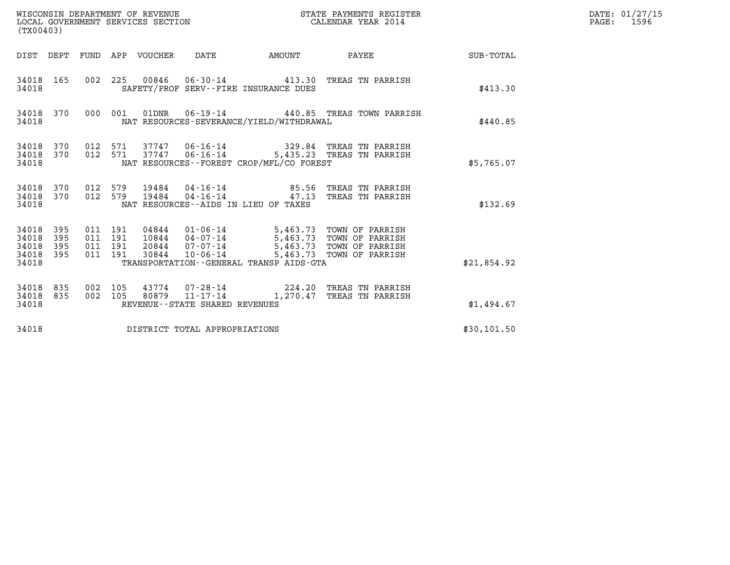WISCONSIN DEPARTMENT OF REVENUE
LOCAL GOVERNMENT SERVICES SECTION
(TX00403)

STATE PAYMENTS REGISTER
CALENDAR YEAR 2014

DATE: 01/27/15

| DIST | DEPT | FUND | APP | VOUCHER | DATE | AMOUNT | PAYEE | SUB-TOTAL |
|---|---|---|---|---|---|---|---|---|
| 34018 | 165 | 002 | 225 | 00846 | 06-30-14 | 413.30 | TREAS TN PARRISH | |
| 34018 | | | | | SAFETY/PROF SERV--FIRE INSURANCE DUES | | | $413.30 |
| 34018 | 370 | 000 | 001 | 01DNR | 06-19-14 | 440.85 | TREAS TOWN PARRISH | |
| 34018 | | | | | NAT RESOURCES-SEVERANCE/YIELD/WITHDRAWAL | | | $440.85 |
| 34018 | 370 | 012 | 571 | 37747 | 06-16-14 | 329.84 | TREAS TN PARRISH | |
| 34018 | 370 | 012 | 571 | 37747 | 06-16-14 | 5,435.23 | TREAS TN PARRISH | |
| 34018 | | | | | NAT RESOURCES--FOREST CROP/MFL/CO FOREST | | | $5,765.07 |
| 34018 | 370 | 012 | 579 | 19484 | 04-16-14 | 85.56 | TREAS TN PARRISH | |
| 34018 | 370 | 012 | 579 | 19484 | 04-16-14 | 47.13 | TREAS TN PARRISH | |
| 34018 | | | | | NAT RESOURCES--AIDS IN LIEU OF TAXES | | | $132.69 |
| 34018 | 395 | 011 | 191 | 04844 | 01-06-14 | 5,463.73 | TOWN OF PARRISH | |
| 34018 | 395 | 011 | 191 | 10844 | 04-07-14 | 5,463.73 | TOWN OF PARRISH | |
| 34018 | 395 | 011 | 191 | 20844 | 07-07-14 | 5,463.73 | TOWN OF PARRISH | |
| 34018 | 395 | 011 | 191 | 30844 | 10-06-14 | 5,463.73 | TOWN OF PARRISH | |
| 34018 | | | | | TRANSPORTATION--GENERAL TRANSP AIDS-GTA | | | $21,854.92 |
| 34018 | 835 | 002 | 105 | 43774 | 07-28-14 | 224.20 | TREAS TN PARRISH | |
| 34018 | 835 | 002 | 105 | 80879 | 11-17-14 | 1,270.47 | TREAS TN PARRISH | |
| 34018 | | | | | REVENUE--STATE SHARED REVENUES | | | $1,494.67 |
| 34018 | | | | | DISTRICT TOTAL APPROPRIATIONS | | | $30,101.50 |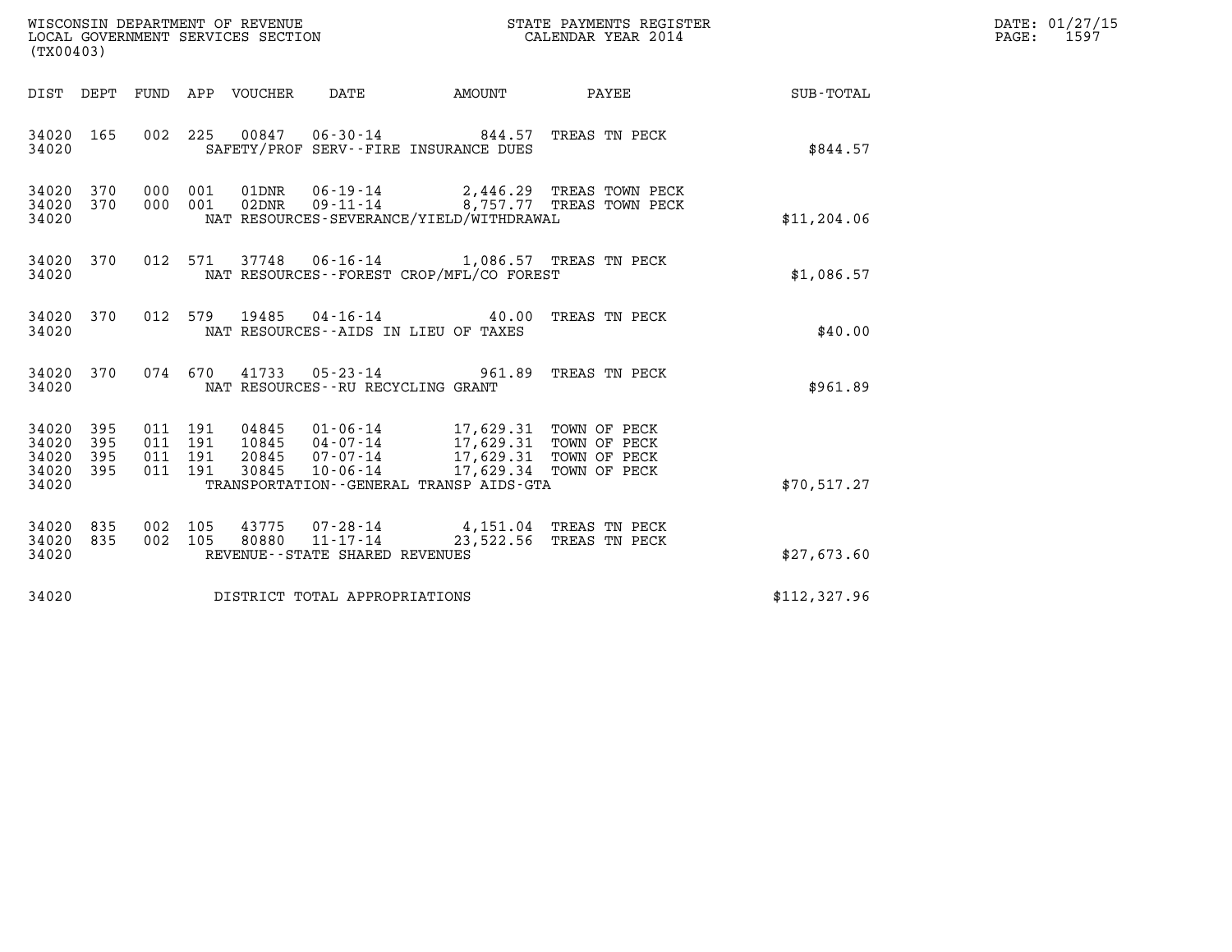WISCONSIN DEPARTMENT OF REVENUE
LOCAL GOVERNMENT SERVICES SECTION
(TX00403)

STATE PAYMENTS REGISTER
CALENDAR YEAR 2014

DATE: 01/27/15
PAGE: 1597

| DIST | DEPT | FUND | APP | VOUCHER | DATE | AMOUNT | PAYEE | SUB-TOTAL |
|---|---|---|---|---|---|---|---|---|
| 34020 | 165 | 002 | 225 | 00847 | 06-30-14 | 844.57 | TREAS TN PECK | |
| 34020 | | | | SAFETY/PROF SERV--FIRE INSURANCE DUES | | | | $844.57 |
| 34020 | 370 | 000 | 001 | 01DNR | 06-19-14 | 2,446.29 | TREAS TOWN PECK | |
| 34020 | 370 | 000 | 001 | 02DNR | 09-11-14 | 8,757.77 | TREAS TOWN PECK | |
| 34020 | | | | NAT RESOURCES-SEVERANCE/YIELD/WITHDRAWAL | | | | $11,204.06 |
| 34020 | 370 | 012 | 571 | 37748 | 06-16-14 | 1,086.57 | TREAS TN PECK | |
| 34020 | | | | NAT RESOURCES--FOREST CROP/MFL/CO FOREST | | | | $1,086.57 |
| 34020 | 370 | 012 | 579 | 19485 | 04-16-14 | 40.00 | TREAS TN PECK | |
| 34020 | | | | NAT RESOURCES--AIDS IN LIEU OF TAXES | | | | $40.00 |
| 34020 | 370 | 074 | 670 | 41733 | 05-23-14 | 961.89 | TREAS TN PECK | |
| 34020 | | | | NAT RESOURCES--RU RECYCLING GRANT | | | | $961.89 |
| 34020 | 395 | 011 | 191 | 04845 | 01-06-14 | 17,629.31 | TOWN OF PECK | |
| 34020 | 395 | 011 | 191 | 10845 | 04-07-14 | 17,629.31 | TOWN OF PECK | |
| 34020 | 395 | 011 | 191 | 20845 | 07-07-14 | 17,629.31 | TOWN OF PECK | |
| 34020 | 395 | 011 | 191 | 30845 | 10-06-14 | 17,629.34 | TOWN OF PECK | |
| 34020 | | | | TRANSPORTATION--GENERAL TRANSP AIDS-GTA | | | | $70,517.27 |
| 34020 | 835 | 002 | 105 | 43775 | 07-28-14 | 4,151.04 | TREAS TN PECK | |
| 34020 | 835 | 002 | 105 | 80880 | 11-17-14 | 23,522.56 | TREAS TN PECK | |
| 34020 | | | | REVENUE--STATE SHARED REVENUES | | | | $27,673.60 |
| 34020 | | | | DISTRICT TOTAL APPROPRIATIONS | | | | $112,327.96 |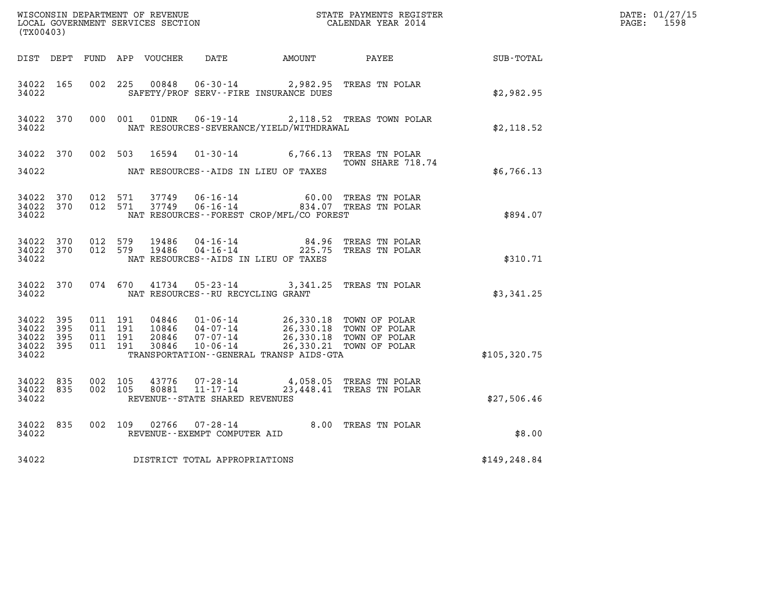WISCONSIN DEPARTMENT OF REVENUE
LOCAL GOVERNMENT SERVICES SECTION
(TX00403)

STATE PAYMENTS REGISTER
CALENDAR YEAR 2014

DATE: 01/27/15
PAGE: 1598

| DIST | DEPT | FUND | APP | VOUCHER | DATE | AMOUNT | PAYEE | SUB-TOTAL |
|---|---|---|---|---|---|---|---|---|
| 34022 | 165 | 002 | 225 | 00848 | 06-30-14 | 2,982.95 | TREAS TN POLAR | |
| 34022 | | | | | SAFETY/PROF SERV--FIRE INSURANCE DUES | | | $2,982.95 |
| 34022 | 370 | 000 | 001 | 01DNR | 06-19-14 | 2,118.52 | TREAS TOWN POLAR | |
| 34022 | | | | | NAT RESOURCES-SEVERANCE/YIELD/WITHDRAWAL | | | $2,118.52 |
| 34022 | 370 | 002 | 503 | 16594 | 01-30-14 | 6,766.13 | TREAS TN POLAR TOWN SHARE 718.74 | |
| 34022 | | | | | NAT RESOURCES--AIDS IN LIEU OF TAXES | | | $6,766.13 |
| 34022 | 370 | 012 | 571 | 37749 | 06-16-14 | 60.00 | TREAS TN POLAR | |
| 34022 | 370 | 012 | 571 | 37749 | 06-16-14 | 834.07 | TREAS TN POLAR | |
| 34022 | | | | | NAT RESOURCES--FOREST CROP/MFL/CO FOREST | | | $894.07 |
| 34022 | 370 | 012 | 579 | 19486 | 04-16-14 | 84.96 | TREAS TN POLAR | |
| 34022 | 370 | 012 | 579 | 19486 | 04-16-14 | 225.75 | TREAS TN POLAR | |
| 34022 | | | | | NAT RESOURCES--AIDS IN LIEU OF TAXES | | | $310.71 |
| 34022 | 370 | 074 | 670 | 41734 | 05-23-14 | 3,341.25 | TREAS TN POLAR | |
| 34022 | | | | | NAT RESOURCES--RU RECYCLING GRANT | | | $3,341.25 |
| 34022 | 395 | 011 | 191 | 04846 | 01-06-14 | 26,330.18 | TOWN OF POLAR | |
| 34022 | 395 | 011 | 191 | 10846 | 04-07-14 | 26,330.18 | TOWN OF POLAR | |
| 34022 | 395 | 011 | 191 | 20846 | 07-07-14 | 26,330.18 | TOWN OF POLAR | |
| 34022 | 395 | 011 | 191 | 30846 | 10-06-14 | 26,330.21 | TOWN OF POLAR | |
| 34022 | | | | | TRANSPORTATION--GENERAL TRANSP AIDS-GTA | | | $105,320.75 |
| 34022 | 835 | 002 | 105 | 43776 | 07-28-14 | 4,058.05 | TREAS TN POLAR | |
| 34022 | 835 | 002 | 105 | 80881 | 11-17-14 | 23,448.41 | TREAS TN POLAR | |
| 34022 | | | | | REVENUE--STATE SHARED REVENUES | | | $27,506.46 |
| 34022 | 835 | 002 | 109 | 02766 | 07-28-14 | 8.00 | TREAS TN POLAR | |
| 34022 | | | | | REVENUE--EXEMPT COMPUTER AID | | | $8.00 |
| 34022 | | | | | DISTRICT TOTAL APPROPRIATIONS | | | $149,248.84 |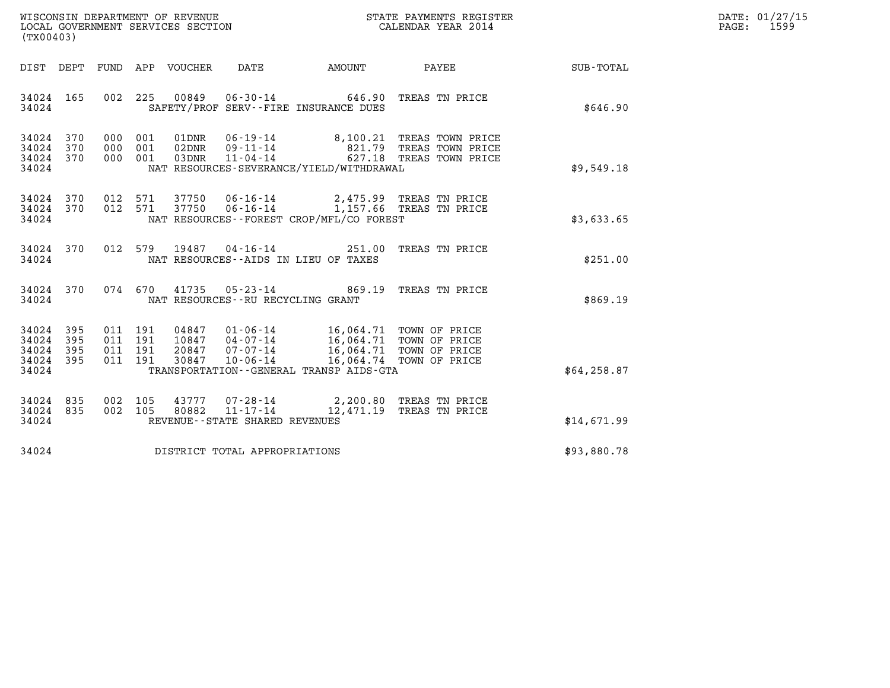WISCONSIN DEPARTMENT OF REVENUE
LOCAL GOVERNMENT SERVICES SECTION
(TX00403)

STATE PAYMENTS REGISTER
CALENDAR YEAR 2014

DATE: 01/27/15
PAGE: 1599

| DIST | DEPT | FUND | APP | VOUCHER | DATE | AMOUNT | PAYEE | SUB-TOTAL |
|---|---|---|---|---|---|---|---|---|
| 34024 | 165 | 002 | 225 | 00849 | 06-30-14 | 646.90 | TREAS TN PRICE | |
| 34024 | | | | SAFETY/PROF SERV--FIRE INSURANCE DUES | | | | $646.90 |
| 34024 | 370 | 000 | 001 | 01DNR | 06-19-14 | 8,100.21 | TREAS TOWN PRICE | |
| 34024 | 370 | 000 | 001 | 02DNR | 09-11-14 | 821.79 | TREAS TOWN PRICE | |
| 34024 | 370 | 000 | 001 | 03DNR | 11-04-14 | 627.18 | TREAS TOWN PRICE | |
| 34024 | | | | NAT RESOURCES-SEVERANCE/YIELD/WITHDRAWAL | | | | $9,549.18 |
| 34024 | 370 | 012 | 571 | 37750 | 06-16-14 | 2,475.99 | TREAS TN PRICE | |
| 34024 | 370 | 012 | 571 | 37750 | 06-16-14 | 1,157.66 | TREAS TN PRICE | |
| 34024 | | | | NAT RESOURCES--FOREST CROP/MFL/CO FOREST | | | | $3,633.65 |
| 34024 | 370 | 012 | 579 | 19487 | 04-16-14 | 251.00 | TREAS TN PRICE | |
| 34024 | | | | NAT RESOURCES--AIDS IN LIEU OF TAXES | | | | $251.00 |
| 34024 | 370 | 074 | 670 | 41735 | 05-23-14 | 869.19 | TREAS TN PRICE | |
| 34024 | | | | NAT RESOURCES--RU RECYCLING GRANT | | | | $869.19 |
| 34024 | 395 | 011 | 191 | 04847 | 01-06-14 | 16,064.71 | TOWN OF PRICE | |
| 34024 | 395 | 011 | 191 | 10847 | 04-07-14 | 16,064.71 | TOWN OF PRICE | |
| 34024 | 395 | 011 | 191 | 20847 | 07-07-14 | 16,064.71 | TOWN OF PRICE | |
| 34024 | 395 | 011 | 191 | 30847 | 10-06-14 | 16,064.74 | TOWN OF PRICE | |
| 34024 | | | | TRANSPORTATION--GENERAL TRANSP AIDS-GTA | | | | $64,258.87 |
| 34024 | 835 | 002 | 105 | 43777 | 07-28-14 | 2,200.80 | TREAS TN PRICE | |
| 34024 | 835 | 002 | 105 | 80882 | 11-17-14 | 12,471.19 | TREAS TN PRICE | |
| 34024 | | | | REVENUE--STATE SHARED REVENUES | | | | $14,671.99 |
| 34024 | | | | DISTRICT TOTAL APPROPRIATIONS | | | | $93,880.78 |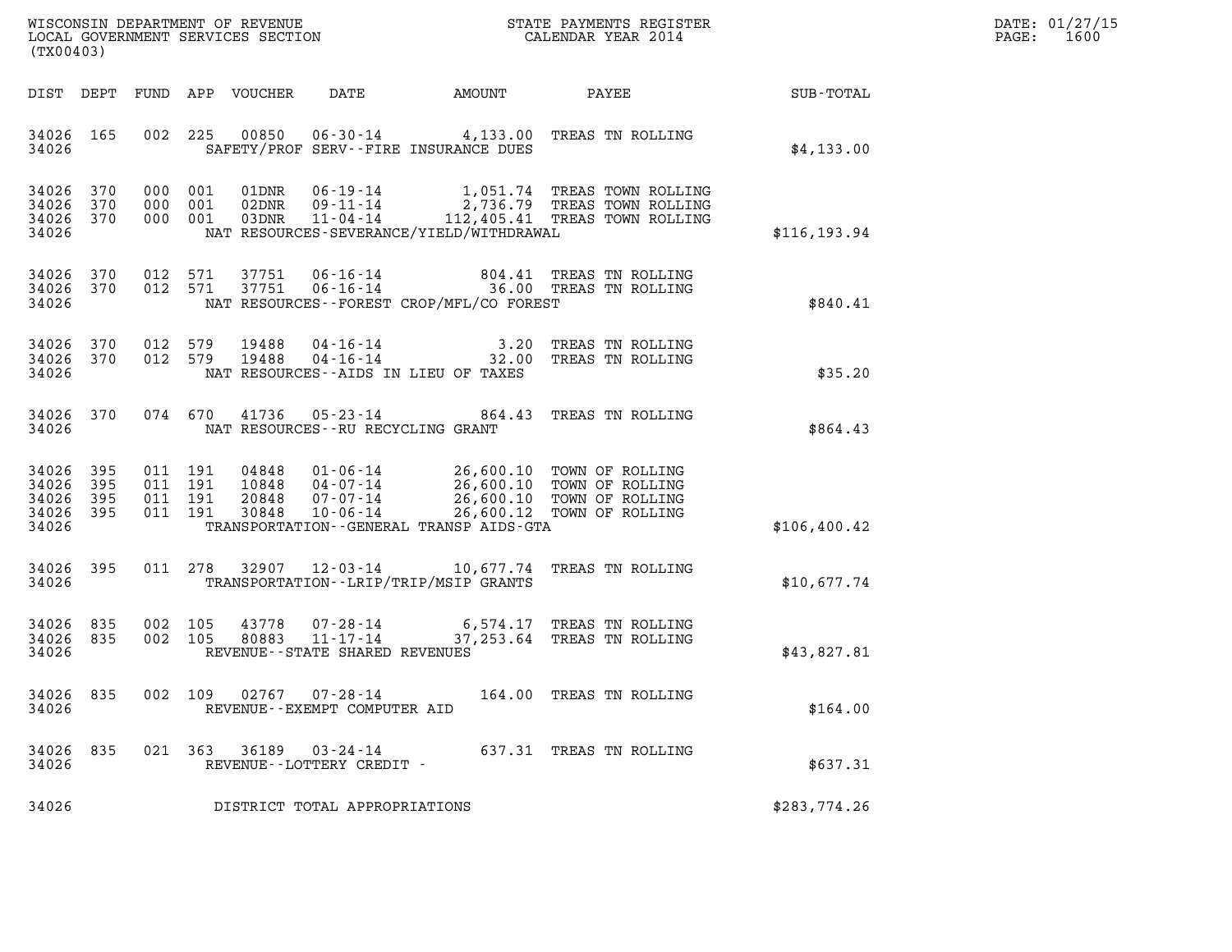WISCONSIN DEPARTMENT OF REVENUE
LOCAL GOVERNMENT SERVICES SECTION
(TX00403)

STATE PAYMENTS REGISTER
CALENDAR YEAR 2014

DATE: 01/27/15

| DIST | DEPT | FUND | APP | VOUCHER | DATE | AMOUNT | PAYEE | SUB-TOTAL |
|---|---|---|---|---|---|---|---|---|
| 34026 | 165 | 002 | 225 | 00850 | 06-30-14 | 4,133.00 | TREAS TN ROLLING | |
| 34026 | | | | | SAFETY/PROF SERV--FIRE INSURANCE DUES | | | $4,133.00 |
| 34026 | 370 | 000 | 001 | 01DNR | 06-19-14 | 1,051.74 | TREAS TOWN ROLLING | |
| 34026 | 370 | 000 | 001 | 02DNR | 09-11-14 | 2,736.79 | TREAS TOWN ROLLING | |
| 34026 | 370 | 000 | 001 | 03DNR | 11-04-14 | 112,405.41 | TREAS TOWN ROLLING | |
| 34026 | | | | | NAT RESOURCES-SEVERANCE/YIELD/WITHDRAWAL | | | $116,193.94 |
| 34026 | 370 | 012 | 571 | 37751 | 06-16-14 | 804.41 | TREAS TN ROLLING | |
| 34026 | 370 | 012 | 571 | 37751 | 06-16-14 | 36.00 | TREAS TN ROLLING | |
| 34026 | | | | | NAT RESOURCES--FOREST CROP/MFL/CO FOREST | | | $840.41 |
| 34026 | 370 | 012 | 579 | 19488 | 04-16-14 | 3.20 | TREAS TN ROLLING | |
| 34026 | 370 | 012 | 579 | 19488 | 04-16-14 | 32.00 | TREAS TN ROLLING | |
| 34026 | | | | | NAT RESOURCES--AIDS IN LIEU OF TAXES | | | $35.20 |
| 34026 | 370 | 074 | 670 | 41736 | 05-23-14 | 864.43 | TREAS TN ROLLING | |
| 34026 | | | | | NAT RESOURCES--RU RECYCLING GRANT | | | $864.43 |
| 34026 | 395 | 011 | 191 | 04848 | 01-06-14 | 26,600.10 | TOWN OF ROLLING | |
| 34026 | 395 | 011 | 191 | 10848 | 04-07-14 | 26,600.10 | TOWN OF ROLLING | |
| 34026 | 395 | 011 | 191 | 20848 | 07-07-14 | 26,600.10 | TOWN OF ROLLING | |
| 34026 | 395 | 011 | 191 | 30848 | 10-06-14 | 26,600.12 | TOWN OF ROLLING | |
| 34026 | | | | | TRANSPORTATION--GENERAL TRANSP AIDS-GTA | | | $106,400.42 |
| 34026 | 395 | 011 | 278 | 32907 | 12-03-14 | 10,677.74 | TREAS TN ROLLING | |
| 34026 | | | | | TRANSPORTATION--LRIP/TRIP/MSIP GRANTS | | | $10,677.74 |
| 34026 | 835 | 002 | 105 | 43778 | 07-28-14 | 6,574.17 | TREAS TN ROLLING | |
| 34026 | 835 | 002 | 105 | 80883 | 11-17-14 | 37,253.64 | TREAS TN ROLLING | |
| 34026 | | | | | REVENUE--STATE SHARED REVENUES | | | $43,827.81 |
| 34026 | 835 | 002 | 109 | 02767 | 07-28-14 | 164.00 | TREAS TN ROLLING | |
| 34026 | | | | | REVENUE--EXEMPT COMPUTER AID | | | $164.00 |
| 34026 | 835 | 021 | 363 | 36189 | 03-24-14 | 637.31 | TREAS TN ROLLING | |
| 34026 | | | | | REVENUE--LOTTERY CREDIT - | | | $637.31 |
| 34026 | | | | | DISTRICT TOTAL APPROPRIATIONS | | | $283,774.26 |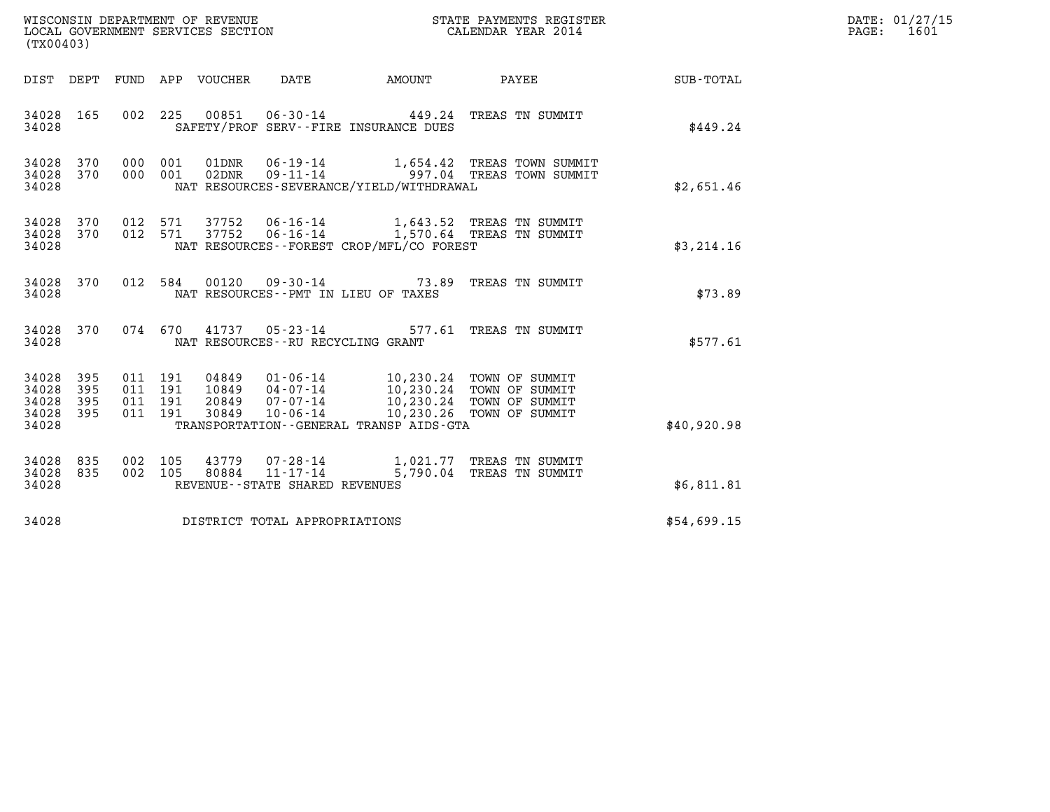WISCONSIN DEPARTMENT OF REVENUE
LOCAL GOVERNMENT SERVICES SECTION
(TX00403)

STATE PAYMENTS REGISTER
CALENDAR YEAR 2014

DATE: 01/27/15
PAGE: 1601

| DIST | DEPT | FUND | APP | VOUCHER | DATE | AMOUNT | PAYEE | SUB-TOTAL |
|---|---|---|---|---|---|---|---|---|
| 34028 | 165 | 002 | 225 | 00851 | 06-30-14 | 449.24 | TREAS TN SUMMIT | |
| 34028 | | | | SAFETY/PROF SERV--FIRE INSURANCE DUES | | | | $449.24 |
| 34028 | 370 | 000 | 001 | 01DNR | 06-19-14 | 1,654.42 | TREAS TOWN SUMMIT | |
| 34028 | 370 | 000 | 001 | 02DNR | 09-11-14 | 997.04 | TREAS TOWN SUMMIT | |
| 34028 | | | | NAT RESOURCES-SEVERANCE/YIELD/WITHDRAWAL | | | | $2,651.46 |
| 34028 | 370 | 012 | 571 | 37752 | 06-16-14 | 1,643.52 | TREAS TN SUMMIT | |
| 34028 | 370 | 012 | 571 | 37752 | 06-16-14 | 1,570.64 | TREAS TN SUMMIT | |
| 34028 | | | | NAT RESOURCES--FOREST CROP/MFL/CO FOREST | | | | $3,214.16 |
| 34028 | 370 | 012 | 584 | 00120 | 09-30-14 | 73.89 | TREAS TN SUMMIT | |
| 34028 | | | | NAT RESOURCES--PMT IN LIEU OF TAXES | | | | $73.89 |
| 34028 | 370 | 074 | 670 | 41737 | 05-23-14 | 577.61 | TREAS TN SUMMIT | |
| 34028 | | | | NAT RESOURCES--RU RECYCLING GRANT | | | | $577.61 |
| 34028 | 395 | 011 | 191 | 04849 | 01-06-14 | 10,230.24 | TOWN OF SUMMIT | |
| 34028 | 395 | 011 | 191 | 10849 | 04-07-14 | 10,230.24 | TOWN OF SUMMIT | |
| 34028 | 395 | 011 | 191 | 20849 | 07-07-14 | 10,230.24 | TOWN OF SUMMIT | |
| 34028 | 395 | 011 | 191 | 30849 | 10-06-14 | 10,230.26 | TOWN OF SUMMIT | |
| 34028 | | | | TRANSPORTATION--GENERAL TRANSP AIDS-GTA | | | | $40,920.98 |
| 34028 | 835 | 002 | 105 | 43779 | 07-28-14 | 1,021.77 | TREAS TN SUMMIT | |
| 34028 | 835 | 002 | 105 | 80884 | 11-17-14 | 5,790.04 | TREAS TN SUMMIT | |
| 34028 | | | | REVENUE--STATE SHARED REVENUES | | | | $6,811.81 |
| 34028 | | | | DISTRICT TOTAL APPROPRIATIONS | | | | $54,699.15 |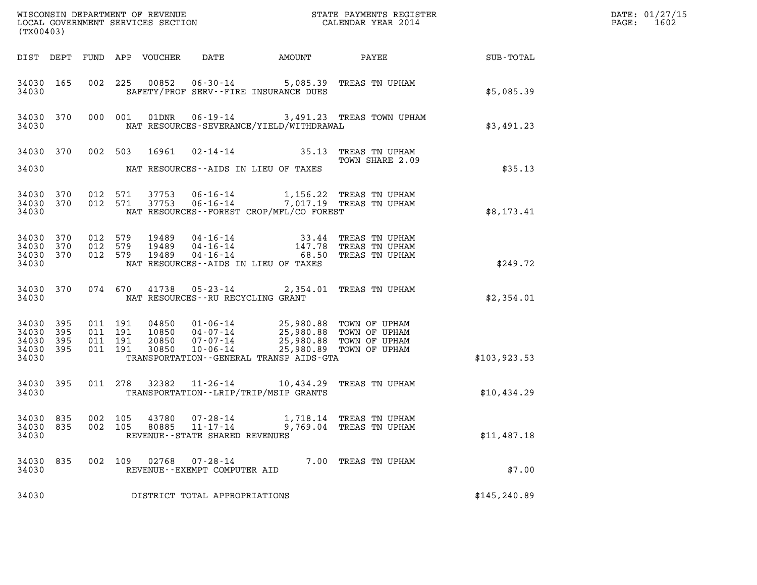WISCONSIN DEPARTMENT OF REVENUE
LOCAL GOVERNMENT SERVICES SECTION
(TX00403)

STATE PAYMENTS REGISTER
CALENDAR YEAR 2014

DATE: 01/27/15
PAGE: 1602

| DIST | DEPT | FUND | APP | VOUCHER | DATE | AMOUNT | PAYEE | SUB-TOTAL |
|---|---|---|---|---|---|---|---|---|
| 34030 | 165 | 002 | 225 | 00852 | 06-30-14 | 5,085.39 | TREAS TN UPHAM | |
| 34030 | | | | | SAFETY/PROF SERV--FIRE INSURANCE DUES | | | $5,085.39 |
| 34030 | 370 | 000 | 001 | 01DNR | 06-19-14 | 3,491.23 | TREAS TOWN UPHAM | |
| 34030 | | | | | NAT RESOURCES-SEVERANCE/YIELD/WITHDRAWAL | | | $3,491.23 |
| 34030 | 370 | 002 | 503 | 16961 | 02-14-14 | 35.13 | TREAS TN UPHAM TOWN SHARE 2.09 | |
| 34030 | | | | | NAT RESOURCES--AIDS IN LIEU OF TAXES | | | $35.13 |
| 34030 | 370 | 012 | 571 | 37753 | 06-16-14 | 1,156.22 | TREAS TN UPHAM | |
| 34030 | 370 | 012 | 571 | 37753 | 06-16-14 | 7,017.19 | TREAS TN UPHAM | |
| 34030 | | | | | NAT RESOURCES--FOREST CROP/MFL/CO FOREST | | | $8,173.41 |
| 34030 | 370 | 012 | 579 | 19489 | 04-16-14 | 33.44 | TREAS TN UPHAM | |
| 34030 | 370 | 012 | 579 | 19489 | 04-16-14 | 147.78 | TREAS TN UPHAM | |
| 34030 | 370 | 012 | 579 | 19489 | 04-16-14 | 68.50 | TREAS TN UPHAM | |
| 34030 | | | | | NAT RESOURCES--AIDS IN LIEU OF TAXES | | | $249.72 |
| 34030 | 370 | 074 | 670 | 41738 | 05-23-14 | 2,354.01 | TREAS TN UPHAM | |
| 34030 | | | | | NAT RESOURCES--RU RECYCLING GRANT | | | $2,354.01 |
| 34030 | 395 | 011 | 191 | 04850 | 01-06-14 | 25,980.88 | TOWN OF UPHAM | |
| 34030 | 395 | 011 | 191 | 10850 | 04-07-14 | 25,980.88 | TOWN OF UPHAM | |
| 34030 | 395 | 011 | 191 | 20850 | 07-07-14 | 25,980.88 | TOWN OF UPHAM | |
| 34030 | 395 | 011 | 191 | 30850 | 10-06-14 | 25,980.89 | TOWN OF UPHAM | |
| 34030 | | | | | TRANSPORTATION--GENERAL TRANSP AIDS-GTA | | | $103,923.53 |
| 34030 | 395 | 011 | 278 | 32382 | 11-26-14 | 10,434.29 | TREAS TN UPHAM | |
| 34030 | | | | | TRANSPORTATION--LRIP/TRIP/MSIP GRANTS | | | $10,434.29 |
| 34030 | 835 | 002 | 105 | 43780 | 07-28-14 | 1,718.14 | TREAS TN UPHAM | |
| 34030 | 835 | 002 | 105 | 80885 | 11-17-14 | 9,769.04 | TREAS TN UPHAM | |
| 34030 | | | | | REVENUE--STATE SHARED REVENUES | | | $11,487.18 |
| 34030 | 835 | 002 | 109 | 02768 | 07-28-14 | 7.00 | TREAS TN UPHAM | |
| 34030 | | | | | REVENUE--EXEMPT COMPUTER AID | | | $7.00 |
| 34030 | | | | | DISTRICT TOTAL APPROPRIATIONS | | | $145,240.89 |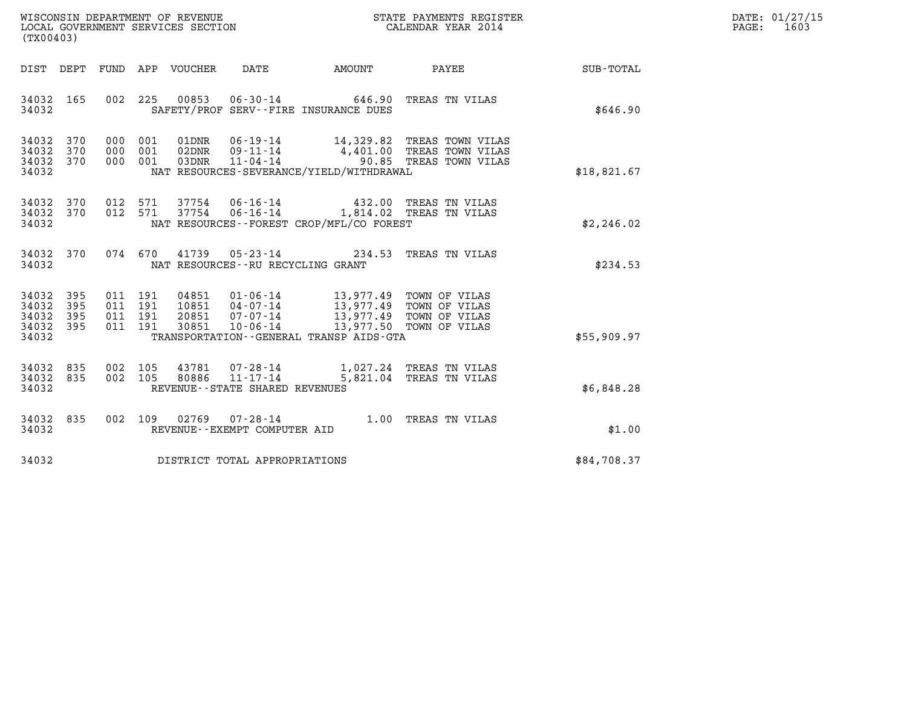WISCONSIN DEPARTMENT OF REVENUE
LOCAL GOVERNMENT SERVICES SECTION
(TX00403)

STATE PAYMENTS REGISTER
CALENDAR YEAR 2014

DATE: 01/27/15
PAGE: 1603

| DIST | DEPT | FUND | APP | VOUCHER | DATE | AMOUNT | PAYEE | SUB-TOTAL |
|---|---|---|---|---|---|---|---|---|
| 34032 | 165 | 002 | 225 | 00853 | 06-30-14 | 646.90 | TREAS TN VILAS | |
| 34032 | | | | SAFETY/PROF SERV--FIRE INSURANCE DUES | | | | $646.90 |
| 34032 | 370 | 000 | 001 | 01DNR | 06-19-14 | 14,329.82 | TREAS TOWN VILAS | |
| 34032 | 370 | 000 | 001 | 02DNR | 09-11-14 | 4,401.00 | TREAS TOWN VILAS | |
| 34032 | 370 | 000 | 001 | 03DNR | 11-04-14 | 90.85 | TREAS TOWN VILAS | |
| 34032 | | | | NAT RESOURCES-SEVERANCE/YIELD/WITHDRAWAL | | | | $18,821.67 |
| 34032 | 370 | 012 | 571 | 37754 | 06-16-14 | 432.00 | TREAS TN VILAS | |
| 34032 | 370 | 012 | 571 | 37754 | 06-16-14 | 1,814.02 | TREAS TN VILAS | |
| 34032 | | | | NAT RESOURCES--FOREST CROP/MFL/CO FOREST | | | | $2,246.02 |
| 34032 | 370 | 074 | 670 | 41739 | 05-23-14 | 234.53 | TREAS TN VILAS | |
| 34032 | | | | NAT RESOURCES--RU RECYCLING GRANT | | | | $234.53 |
| 34032 | 395 | 011 | 191 | 04851 | 01-06-14 | 13,977.49 | TOWN OF VILAS | |
| 34032 | 395 | 011 | 191 | 10851 | 04-07-14 | 13,977.49 | TOWN OF VILAS | |
| 34032 | 395 | 011 | 191 | 20851 | 07-07-14 | 13,977.49 | TOWN OF VILAS | |
| 34032 | 395 | 011 | 191 | 30851 | 10-06-14 | 13,977.50 | TOWN OF VILAS | |
| 34032 | | | | TRANSPORTATION--GENERAL TRANSP AIDS-GTA | | | | $55,909.97 |
| 34032 | 835 | 002 | 105 | 43781 | 07-28-14 | 1,027.24 | TREAS TN VILAS | |
| 34032 | 835 | 002 | 105 | 80886 | 11-17-14 | 5,821.04 | TREAS TN VILAS | |
| 34032 | | | | REVENUE--STATE SHARED REVENUES | | | | $6,848.28 |
| 34032 | 835 | 002 | 109 | 02769 | 07-28-14 | 1.00 | TREAS TN VILAS | |
| 34032 | | | | REVENUE--EXEMPT COMPUTER AID | | | | $1.00 |
| 34032 | | | | DISTRICT TOTAL APPROPRIATIONS | | | | $84,708.37 |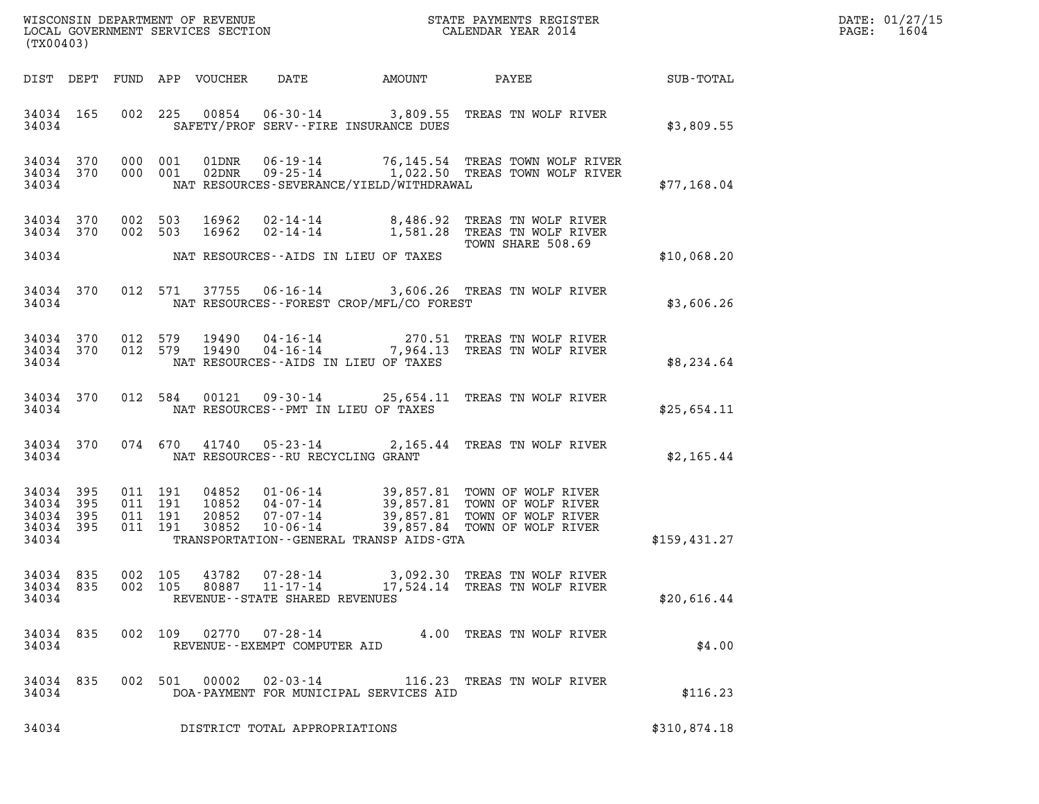WISCONSIN DEPARTMENT OF REVENUE
LOCAL GOVERNMENT SERVICES SECTION
(TX00403)

STATE PAYMENTS REGISTER
CALENDAR YEAR 2014

DATE: 01/27/15
PAGE: 1604

| DIST | DEPT | FUND | APP | VOUCHER | DATE | AMOUNT | PAYEE | SUB-TOTAL |
|---|---|---|---|---|---|---|---|---|
| 34034 | 165 | 002 | 225 | 00854 | 06-30-14 | 3,809.55 | TREAS TN WOLF RIVER | |
| 34034 | | | | SAFETY/PROF SERV--FIRE INSURANCE DUES | | | | $3,809.55 |
| 34034 | 370 | 000 | 001 | 01DNR | 06-19-14 | 76,145.54 | TREAS TOWN WOLF RIVER | |
| 34034 | 370 | 000 | 001 | 02DNR | 09-25-14 | 1,022.50 | TREAS TOWN WOLF RIVER | |
| 34034 | | | | NAT RESOURCES-SEVERANCE/YIELD/WITHDRAWAL | | | | $77,168.04 |
| 34034 | 370 | 002 | 503 | 16962 | 02-14-14 | 8,486.92 | TREAS TN WOLF RIVER | |
| 34034 | 370 | 002 | 503 | 16962 | 02-14-14 | 1,581.28 | TREAS TN WOLF RIVER TOWN SHARE 508.69 | |
| 34034 | | | | NAT RESOURCES--AIDS IN LIEU OF TAXES | | | | $10,068.20 |
| 34034 | 370 | 012 | 571 | 37755 | 06-16-14 | 3,606.26 | TREAS TN WOLF RIVER | |
| 34034 | | | | NAT RESOURCES--FOREST CROP/MFL/CO FOREST | | | | $3,606.26 |
| 34034 | 370 | 012 | 579 | 19490 | 04-16-14 | 270.51 | TREAS TN WOLF RIVER | |
| 34034 | 370 | 012 | 579 | 19490 | 04-16-14 | 7,964.13 | TREAS TN WOLF RIVER | |
| 34034 | | | | NAT RESOURCES--AIDS IN LIEU OF TAXES | | | | $8,234.64 |
| 34034 | 370 | 012 | 584 | 00121 | 09-30-14 | 25,654.11 | TREAS TN WOLF RIVER | |
| 34034 | | | | NAT RESOURCES--PMT IN LIEU OF TAXES | | | | $25,654.11 |
| 34034 | 370 | 074 | 670 | 41740 | 05-23-14 | 2,165.44 | TREAS TN WOLF RIVER | |
| 34034 | | | | NAT RESOURCES--RU RECYCLING GRANT | | | | $2,165.44 |
| 34034 | 395 | 011 | 191 | 04852 | 01-06-14 | 39,857.81 | TOWN OF WOLF RIVER | |
| 34034 | 395 | 011 | 191 | 10852 | 04-07-14 | 39,857.81 | TOWN OF WOLF RIVER | |
| 34034 | 395 | 011 | 191 | 20852 | 07-07-14 | 39,857.81 | TOWN OF WOLF RIVER | |
| 34034 | 395 | 011 | 191 | 30852 | 10-06-14 | 39,857.84 | TOWN OF WOLF RIVER | |
| 34034 | | | | TRANSPORTATION--GENERAL TRANSP AIDS-GTA | | | | $159,431.27 |
| 34034 | 835 | 002 | 105 | 43782 | 07-28-14 | 3,092.30 | TREAS TN WOLF RIVER | |
| 34034 | 835 | 002 | 105 | 80887 | 11-17-14 | 17,524.14 | TREAS TN WOLF RIVER | |
| 34034 | | | | REVENUE--STATE SHARED REVENUES | | | | $20,616.44 |
| 34034 | 835 | 002 | 109 | 02770 | 07-28-14 | 4.00 | TREAS TN WOLF RIVER | |
| 34034 | | | | REVENUE--EXEMPT COMPUTER AID | | | | $4.00 |
| 34034 | 835 | 002 | 501 | 00002 | 02-03-14 | 116.23 | TREAS TN WOLF RIVER | |
| 34034 | | | | DOA-PAYMENT FOR MUNICIPAL SERVICES AID | | | | $116.23 |
| 34034 | | | | DISTRICT TOTAL APPROPRIATIONS | | | | $310,874.18 |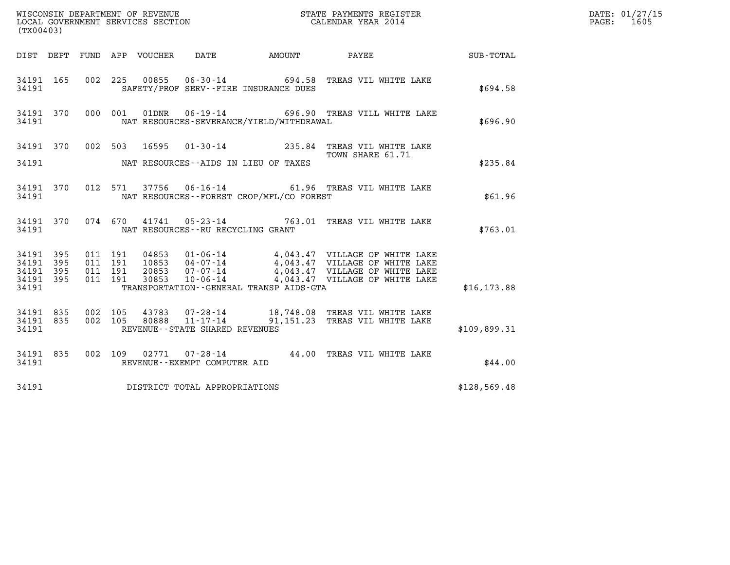WISCONSIN DEPARTMENT OF REVENUE
LOCAL GOVERNMENT SERVICES SECTION
(TX00403)

STATE PAYMENTS REGISTER
CALENDAR YEAR 2014

DATE: 01/27/15
PAGE: 1605

| DIST | DEPT | FUND | APP | VOUCHER | DATE | AMOUNT | PAYEE | SUB-TOTAL |
|---|---|---|---|---|---|---|---|---|
| 34191 | 165 | 002 | 225 | 00855 | 06-30-14 | 694.58 | TREAS VIL WHITE LAKE | |
| 34191 | | | | | SAFETY/PROF SERV--FIRE INSURANCE DUES | | | $694.58 |
| 34191 | 370 | 000 | 001 | 01DNR | 06-19-14 | 696.90 | TREAS VILL WHITE LAKE | |
| 34191 | | | | | NAT RESOURCES-SEVERANCE/YIELD/WITHDRAWAL | | | $696.90 |
| 34191 | 370 | 002 | 503 | 16595 | 01-30-14 | 235.84 | TREAS VIL WHITE LAKE TOWN SHARE 61.71 | |
| 34191 | | | | | NAT RESOURCES--AIDS IN LIEU OF TAXES | | | $235.84 |
| 34191 | 370 | 012 | 571 | 37756 | 06-16-14 | 61.96 | TREAS VIL WHITE LAKE | |
| 34191 | | | | | NAT RESOURCES--FOREST CROP/MFL/CO FOREST | | | $61.96 |
| 34191 | 370 | 074 | 670 | 41741 | 05-23-14 | 763.01 | TREAS VIL WHITE LAKE | |
| 34191 | | | | | NAT RESOURCES--RU RECYCLING GRANT | | | $763.01 |
| 34191 | 395 | 011 | 191 | 04853 | 01-06-14 | 4,043.47 | VILLAGE OF WHITE LAKE | |
| 34191 | 395 | 011 | 191 | 10853 | 04-07-14 | 4,043.47 | VILLAGE OF WHITE LAKE | |
| 34191 | 395 | 011 | 191 | 20853 | 07-07-14 | 4,043.47 | VILLAGE OF WHITE LAKE | |
| 34191 | 395 | 011 | 191 | 30853 | 10-06-14 | 4,043.47 | VILLAGE OF WHITE LAKE | |
| 34191 | | | | | TRANSPORTATION--GENERAL TRANSP AIDS-GTA | | | $16,173.88 |
| 34191 | 835 | 002 | 105 | 43783 | 07-28-14 | 18,748.08 | TREAS VIL WHITE LAKE | |
| 34191 | 835 | 002 | 105 | 80888 | 11-17-14 | 91,151.23 | TREAS VIL WHITE LAKE | |
| 34191 | | | | | REVENUE--STATE SHARED REVENUES | | | $109,899.31 |
| 34191 | 835 | 002 | 109 | 02771 | 07-28-14 | 44.00 | TREAS VIL WHITE LAKE | |
| 34191 | | | | | REVENUE--EXEMPT COMPUTER AID | | | $44.00 |
| 34191 | | | | | DISTRICT TOTAL APPROPRIATIONS | | | $128,569.48 |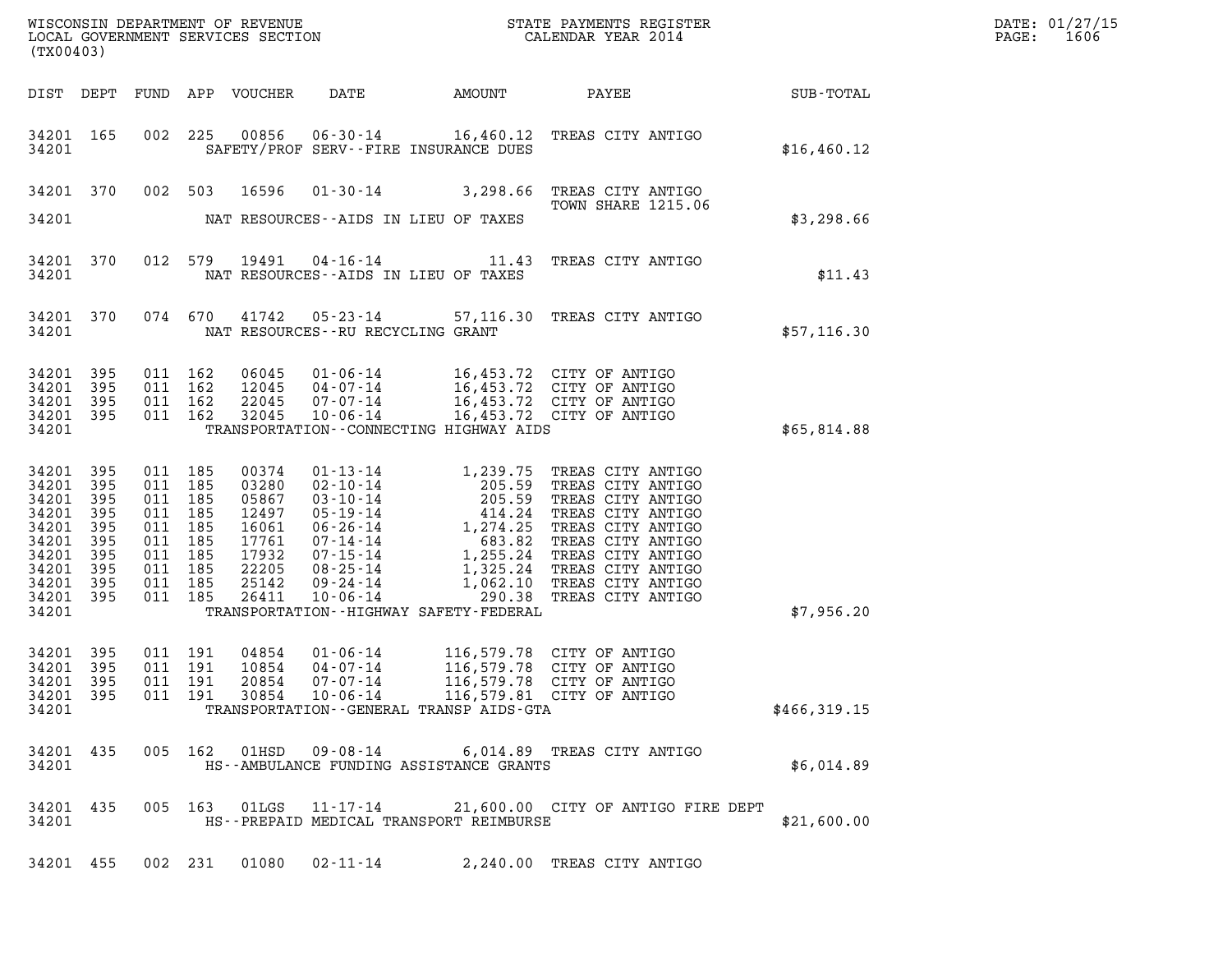WISCONSIN DEPARTMENT OF REVENUE
LOCAL GOVERNMENT SERVICES SECTION
(TX00403)

STATE PAYMENTS REGISTER
CALENDAR YEAR 2014

DATE: 01/27/15
PAGE: 1606

| DIST | DEPT | FUND | APP | VOUCHER | DATE | AMOUNT | PAYEE | SUB-TOTAL |
|---|---|---|---|---|---|---|---|---|
| 34201 | 165 | 002 | 225 | 00856 | 06-30-14 | 16,460.12 | TREAS CITY ANTIGO | |
| 34201 | | | | | SAFETY/PROF SERV--FIRE INSURANCE DUES | | | $16,460.12 |
| 34201 | 370 | 002 | 503 | 16596 | 01-30-14 | 3,298.66 | TREAS CITY ANTIGO TOWN SHARE 1215.06 | |
| 34201 | | | | | NAT RESOURCES--AIDS IN LIEU OF TAXES | | | $3,298.66 |
| 34201 | 370 | 012 | 579 | 19491 | 04-16-14 | 11.43 | TREAS CITY ANTIGO | |
| 34201 | | | | | NAT RESOURCES--AIDS IN LIEU OF TAXES | | | $11.43 |
| 34201 | 370 | 074 | 670 | 41742 | 05-23-14 | 57,116.30 | TREAS CITY ANTIGO | |
| 34201 | | | | | NAT RESOURCES--RU RECYCLING GRANT | | | $57,116.30 |
| 34201 | 395 | 011 | 162 | 06045 | 01-06-14 | 16,453.72 | CITY OF ANTIGO | |
| 34201 | 395 | 011 | 162 | 12045 | 04-07-14 | 16,453.72 | CITY OF ANTIGO | |
| 34201 | 395 | 011 | 162 | 22045 | 07-07-14 | 16,453.72 | CITY OF ANTIGO | |
| 34201 | 395 | 011 | 162 | 32045 | 10-06-14 | 16,453.72 | CITY OF ANTIGO | |
| 34201 | | | | | TRANSPORTATION--CONNECTING HIGHWAY AIDS | | | $65,814.88 |
| 34201 | 395 | 011 | 185 | 00374 | 01-13-14 | 1,239.75 | TREAS CITY ANTIGO | |
| 34201 | 395 | 011 | 185 | 03280 | 02-10-14 | 205.59 | TREAS CITY ANTIGO | |
| 34201 | 395 | 011 | 185 | 05867 | 03-10-14 | 205.59 | TREAS CITY ANTIGO | |
| 34201 | 395 | 011 | 185 | 12497 | 05-19-14 | 414.24 | TREAS CITY ANTIGO | |
| 34201 | 395 | 011 | 185 | 16061 | 06-26-14 | 1,274.25 | TREAS CITY ANTIGO | |
| 34201 | 395 | 011 | 185 | 17761 | 07-14-14 | 683.82 | TREAS CITY ANTIGO | |
| 34201 | 395 | 011 | 185 | 17932 | 07-15-14 | 1,255.24 | TREAS CITY ANTIGO | |
| 34201 | 395 | 011 | 185 | 22205 | 08-25-14 | 1,325.24 | TREAS CITY ANTIGO | |
| 34201 | 395 | 011 | 185 | 25142 | 09-24-14 | 1,062.10 | TREAS CITY ANTIGO | |
| 34201 | 395 | 011 | 185 | 26411 | 10-06-14 | 290.38 | TREAS CITY ANTIGO | |
| 34201 | | | | | TRANSPORTATION--HIGHWAY SAFETY-FEDERAL | | | $7,956.20 |
| 34201 | 395 | 011 | 191 | 04854 | 01-06-14 | 116,579.78 | CITY OF ANTIGO | |
| 34201 | 395 | 011 | 191 | 10854 | 04-07-14 | 116,579.78 | CITY OF ANTIGO | |
| 34201 | 395 | 011 | 191 | 20854 | 07-07-14 | 116,579.78 | CITY OF ANTIGO | |
| 34201 | 395 | 011 | 191 | 30854 | 10-06-14 | 116,579.81 | CITY OF ANTIGO | |
| 34201 | | | | | TRANSPORTATION--GENERAL TRANSP AIDS-GTA | | | $466,319.15 |
| 34201 | 435 | 005 | 162 | 01HSD | 09-08-14 | 6,014.89 | TREAS CITY ANTIGO | |
| 34201 | | | | | HS--AMBULANCE FUNDING ASSISTANCE GRANTS | | | $6,014.89 |
| 34201 | 435 | 005 | 163 | 01LGS | 11-17-14 | 21,600.00 | CITY OF ANTIGO FIRE DEPT | |
| 34201 | | | | | HS--PREPAID MEDICAL TRANSPORT REIMBURSE | | | $21,600.00 |
| 34201 | 455 | 002 | 231 | 01080 | 02-11-14 | 2,240.00 | TREAS CITY ANTIGO | |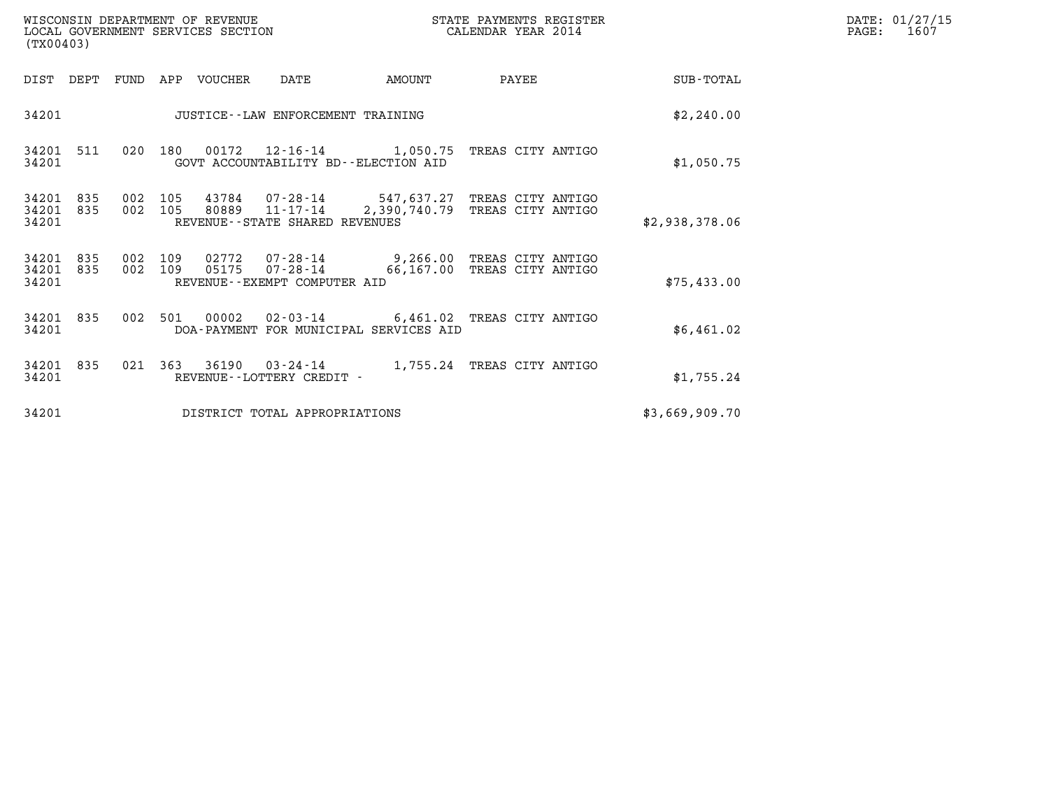WISCONSIN DEPARTMENT OF REVENUE
LOCAL GOVERNMENT SERVICES SECTION
(TX00403)

STATE PAYMENTS REGISTER
CALENDAR YEAR 2014

DATE: 01/27/15
PAGE: 1607

| DIST | DEPT | FUND | APP | VOUCHER | DATE | AMOUNT | PAYEE | SUB-TOTAL |
|---|---|---|---|---|---|---|---|---|
| 34201 | | | | | JUSTICE--LAW ENFORCEMENT TRAINING | | | $2,240.00 |
| 34201 | 511 | 020 | 180 | 00172 | 12-16-14 | 1,050.75 | TREAS CITY ANTIGO | |
| 34201 | | | | | GOVT ACCOUNTABILITY BD--ELECTION AID | | | $1,050.75 |
| 34201 | 835 | 002 | 105 | 43784 | 07-28-14 | 547,637.27 | TREAS CITY ANTIGO | |
| 34201 | 835 | 002 | 105 | 80889 | 11-17-14 | 2,390,740.79 | TREAS CITY ANTIGO | |
| 34201 | | | | | REVENUE--STATE SHARED REVENUES | | | $2,938,378.06 |
| 34201 | 835 | 002 | 109 | 02772 | 07-28-14 | 9,266.00 | TREAS CITY ANTIGO | |
| 34201 | 835 | 002 | 109 | 05175 | 07-28-14 | 66,167.00 | TREAS CITY ANTIGO | |
| 34201 | | | | | REVENUE--EXEMPT COMPUTER AID | | | $75,433.00 |
| 34201 | 835 | 002 | 501 | 00002 | 02-03-14 | 6,461.02 | TREAS CITY ANTIGO | |
| 34201 | | | | | DOA-PAYMENT FOR MUNICIPAL SERVICES AID | | | $6,461.02 |
| 34201 | 835 | 021 | 363 | 36190 | 03-24-14 | 1,755.24 | TREAS CITY ANTIGO | |
| 34201 | | | | | REVENUE--LOTTERY CREDIT - | | | $1,755.24 |
| 34201 | | | | | DISTRICT TOTAL APPROPRIATIONS | | | $3,669,909.70 |